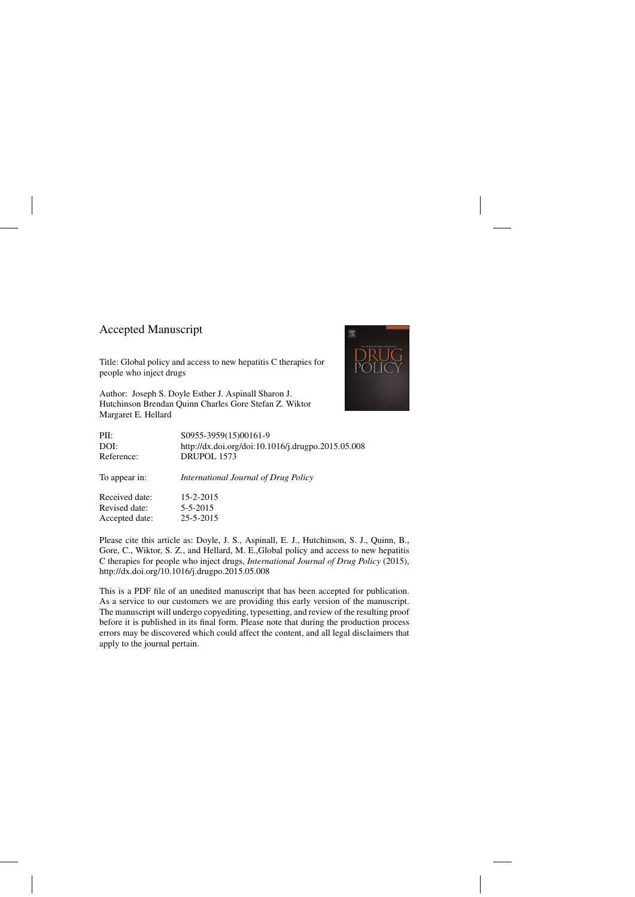Accepted Manuscript

Title: Global policy and access to new hepatitis C therapies for people who inject drugs

Author: Joseph S. Doyle Esther J. Aspinall Sharon J. Hutchinson Brendan Quinn Charles Gore Stefan Z. Wiktor Margaret E. Hellard

| | |
|---|---|
| PII: | S0955-3959(15)00161-9 |
| DOI: | http://dx.doi.org/doi:10.1016/j.drugpo.2015.05.008 |
| Reference: | DRUPOL 1573 |
| To appear in: | *International Journal of Drug Policy* |
| Received date: | 15-2-2015 |
| Revised date: | 5-5-2015 |
| Accepted date: | 25-5-2015 |

Please cite this article as: Doyle, J. S., Aspinall, E. J., Hutchinson, S. J., Quinn, B., Gore, C., Wiktor, S. Z., and Hellard, M. E.,Global policy and access to new hepatitis C therapies for people who inject drugs, *International Journal of Drug Policy* (2015), http://dx.doi.org/10.1016/j.drugpo.2015.05.008

This is a PDF file of an unedited manuscript that has been accepted for publication. As a service to our customers we are providing this early version of the manuscript. The manuscript will undergo copyediting, typesetting, and review of the resulting proof before it is published in its final form. Please note that during the production process errors may be discovered which could affect the content, and all legal disclaimers that apply to the journal pertain.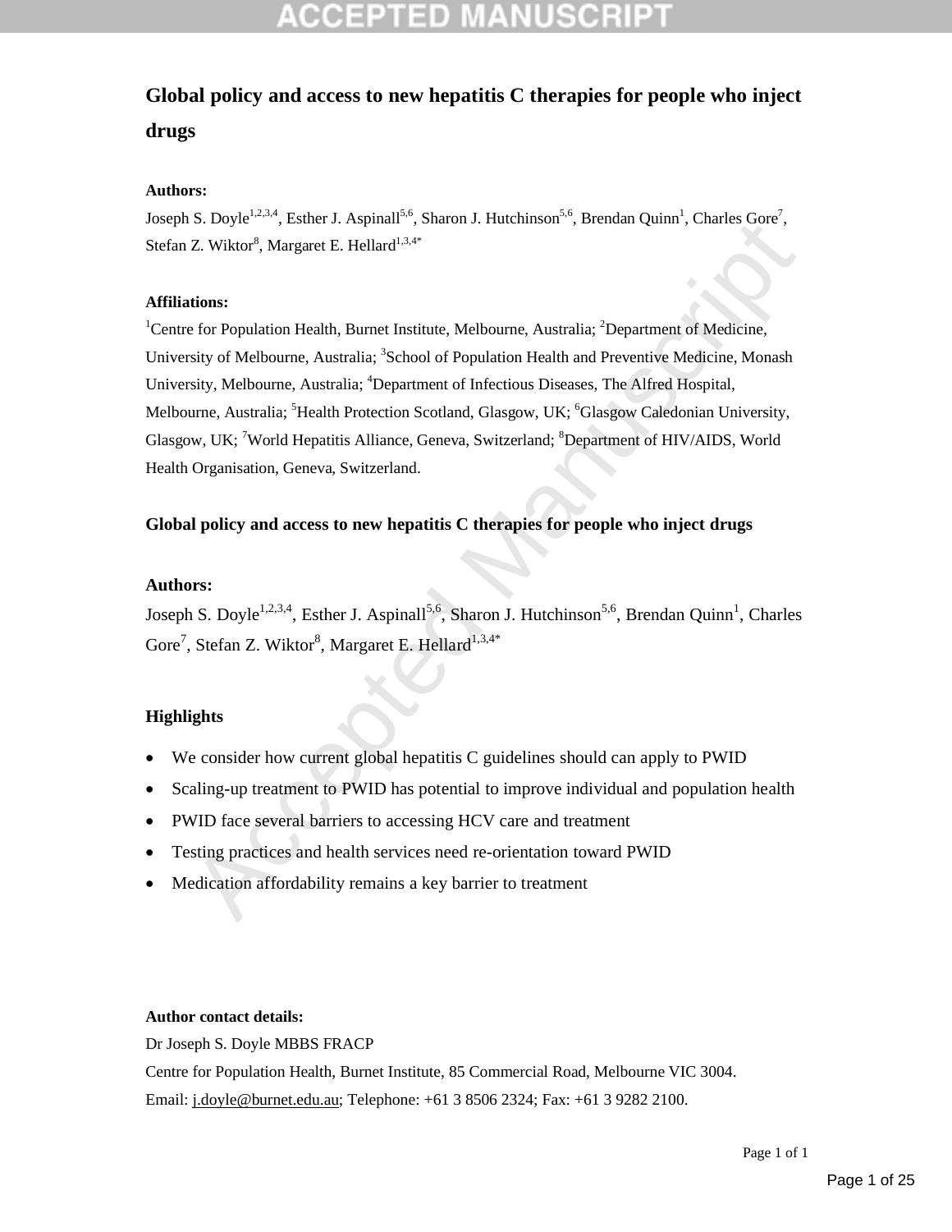# Global policy and access to new hepatitis C therapies for people who inject drugs

**Authors:**

Joseph S. Doyle[1,2,3,4], Esther J. Aspinall[5,6], Sharon J. Hutchinson[5,6], Brendan Quinn[1], Charles Gore[7], Stefan Z. Wiktor[8], Margaret E. Hellard[1,3,4*]

**Affiliations:**

[1]Centre for Population Health, Burnet Institute, Melbourne, Australia; [2]Department of Medicine, University of Melbourne, Australia; [3]School of Population Health and Preventive Medicine, Monash University, Melbourne, Australia; [4]Department of Infectious Diseases, The Alfred Hospital, Melbourne, Australia; [5]Health Protection Scotland, Glasgow, UK; [6]Glasgow Caledonian University, Glasgow, UK; [7]World Hepatitis Alliance, Geneva, Switzerland; [8]Department of HIV/AIDS, World Health Organisation, Geneva, Switzerland.

## Global policy and access to new hepatitis C therapies for people who inject drugs

**Authors:**

Joseph S. Doyle[1,2,3,4], Esther J. Aspinall[5,6], Sharon J. Hutchinson[5,6], Brendan Quinn[1], Charles Gore[7], Stefan Z. Wiktor[8], Margaret E. Hellard[1,3,4*]

**Highlights**

- We consider how current global hepatitis C guidelines should can apply to PWID
- Scaling-up treatment to PWID has potential to improve individual and population health
- PWID face several barriers to accessing HCV care and treatment
- Testing practices and health services need re-orientation toward PWID
- Medication affordability remains a key barrier to treatment

**Author contact details:**

Dr Joseph S. Doyle MBBS FRACP

Centre for Population Health, Burnet Institute, 85 Commercial Road, Melbourne VIC 3004.

Email: j.doyle@burnet.edu.au; Telephone: +61 3 8506 2324; Fax: +61 3 9282 2100.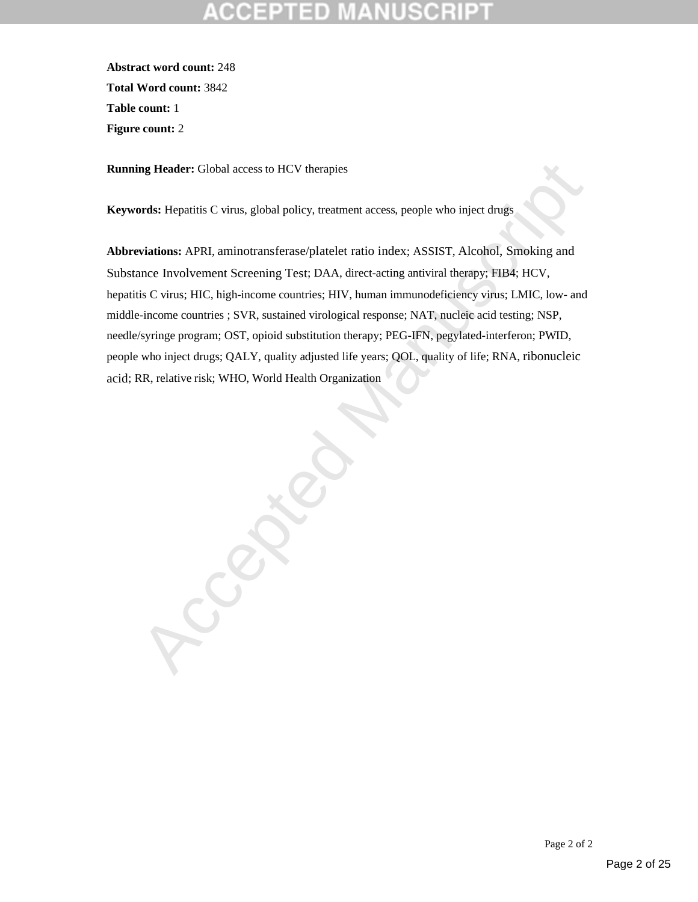**Abstract word count:** 248

**Total Word count:** 3842

**Table count:** 1

**Figure count:** 2

**Running Header:** Global access to HCV therapies

**Keywords:** Hepatitis C virus, global policy, treatment access, people who inject drugs

**Abbreviations:** APRI, aminotransferase/platelet ratio index; ASSIST, Alcohol, Smoking and Substance Involvement Screening Test; DAA, direct-acting antiviral therapy; FIB4; HCV, hepatitis C virus; HIC, high-income countries; HIV, human immunodeficiency virus; LMIC, low- and middle-income countries ; SVR, sustained virological response; NAT, nucleic acid testing; NSP, needle/syringe program; OST, opioid substitution therapy; PEG-IFN, pegylated-interferon; PWID, people who inject drugs; QALY, quality adjusted life years; QOL, quality of life; RNA, ribonucleic acid; RR, relative risk; WHO, World Health Organization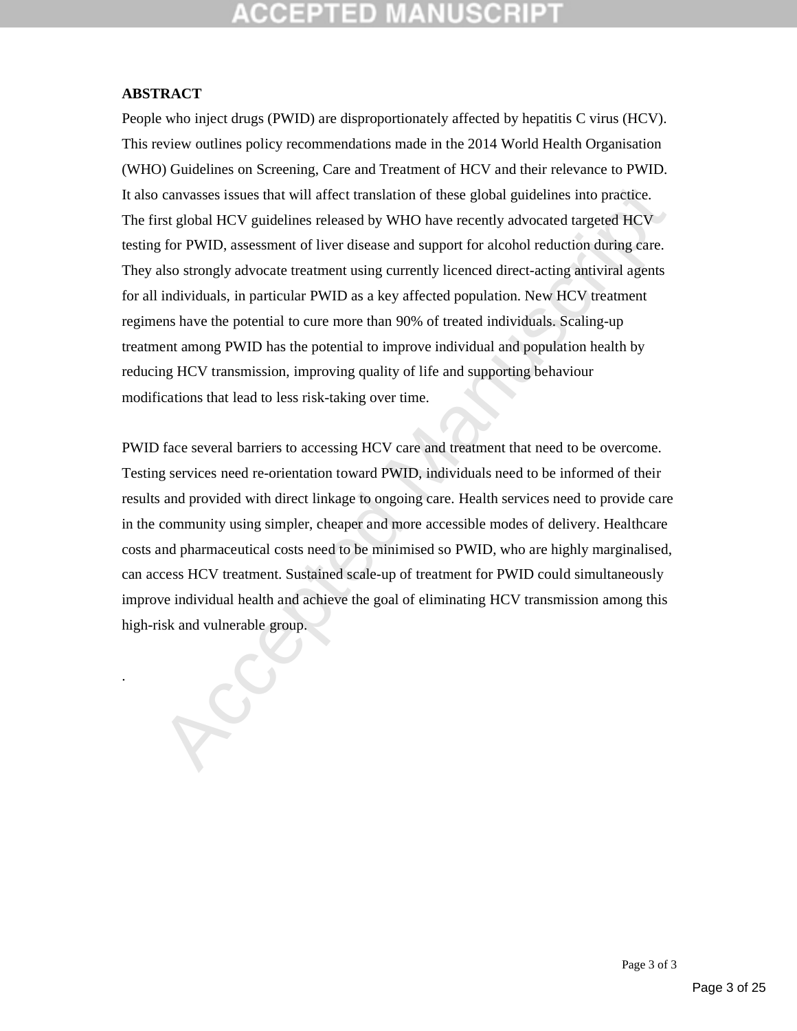## ABSTRACT

People who inject drugs (PWID) are disproportionately affected by hepatitis C virus (HCV). This review outlines policy recommendations made in the 2014 World Health Organisation (WHO) Guidelines on Screening, Care and Treatment of HCV and their relevance to PWID. It also canvasses issues that will affect translation of these global guidelines into practice. The first global HCV guidelines released by WHO have recently advocated targeted HCV testing for PWID, assessment of liver disease and support for alcohol reduction during care. They also strongly advocate treatment using currently licenced direct-acting antiviral agents for all individuals, in particular PWID as a key affected population. New HCV treatment regimens have the potential to cure more than 90% of treated individuals. Scaling-up treatment among PWID has the potential to improve individual and population health by reducing HCV transmission, improving quality of life and supporting behaviour modifications that lead to less risk-taking over time.

PWID face several barriers to accessing HCV care and treatment that need to be overcome. Testing services need re-orientation toward PWID, individuals need to be informed of their results and provided with direct linkage to ongoing care. Health services need to provide care in the community using simpler, cheaper and more accessible modes of delivery. Healthcare costs and pharmaceutical costs need to be minimised so PWID, who are highly marginalised, can access HCV treatment. Sustained scale-up of treatment for PWID could simultaneously improve individual health and achieve the goal of eliminating HCV transmission among this high-risk and vulnerable group.

.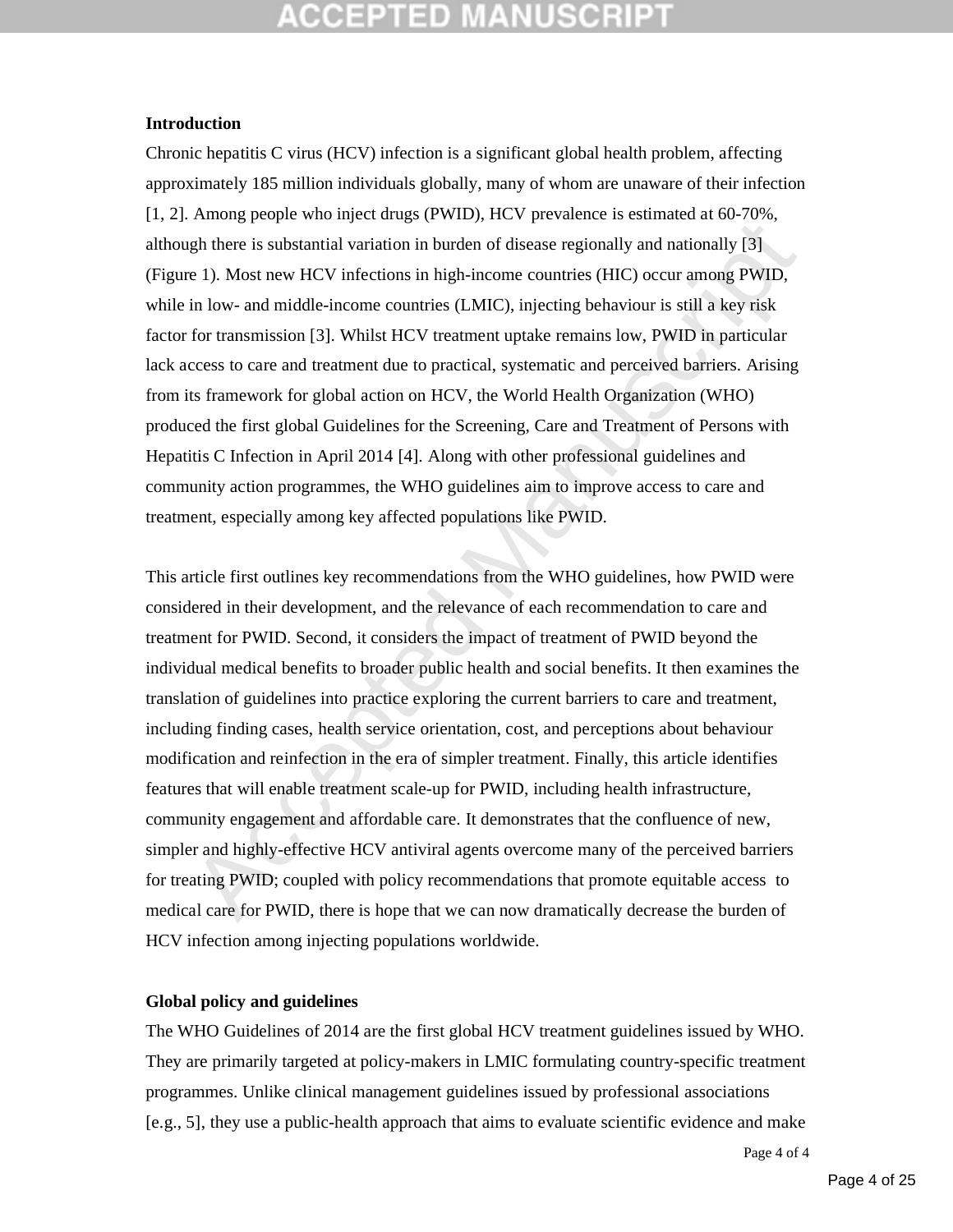## Introduction

Chronic hepatitis C virus (HCV) infection is a significant global health problem, affecting approximately 185 million individuals globally, many of whom are unaware of their infection [1, 2]. Among people who inject drugs (PWID), HCV prevalence is estimated at 60-70%, although there is substantial variation in burden of disease regionally and nationally [3] (Figure 1). Most new HCV infections in high-income countries (HIC) occur among PWID, while in low- and middle-income countries (LMIC), injecting behaviour is still a key risk factor for transmission [3]. Whilst HCV treatment uptake remains low, PWID in particular lack access to care and treatment due to practical, systematic and perceived barriers. Arising from its framework for global action on HCV, the World Health Organization (WHO) produced the first global Guidelines for the Screening, Care and Treatment of Persons with Hepatitis C Infection in April 2014 [4]. Along with other professional guidelines and community action programmes, the WHO guidelines aim to improve access to care and treatment, especially among key affected populations like PWID.

This article first outlines key recommendations from the WHO guidelines, how PWID were considered in their development, and the relevance of each recommendation to care and treatment for PWID. Second, it considers the impact of treatment of PWID beyond the individual medical benefits to broader public health and social benefits. It then examines the translation of guidelines into practice exploring the current barriers to care and treatment, including finding cases, health service orientation, cost, and perceptions about behaviour modification and reinfection in the era of simpler treatment. Finally, this article identifies features that will enable treatment scale-up for PWID, including health infrastructure, community engagement and affordable care. It demonstrates that the confluence of new, simpler and highly-effective HCV antiviral agents overcome many of the perceived barriers for treating PWID; coupled with policy recommendations that promote equitable access to medical care for PWID, there is hope that we can now dramatically decrease the burden of HCV infection among injecting populations worldwide.

## Global policy and guidelines

The WHO Guidelines of 2014 are the first global HCV treatment guidelines issued by WHO. They are primarily targeted at policy-makers in LMIC formulating country-specific treatment programmes. Unlike clinical management guidelines issued by professional associations [e.g., 5], they use a public-health approach that aims to evaluate scientific evidence and make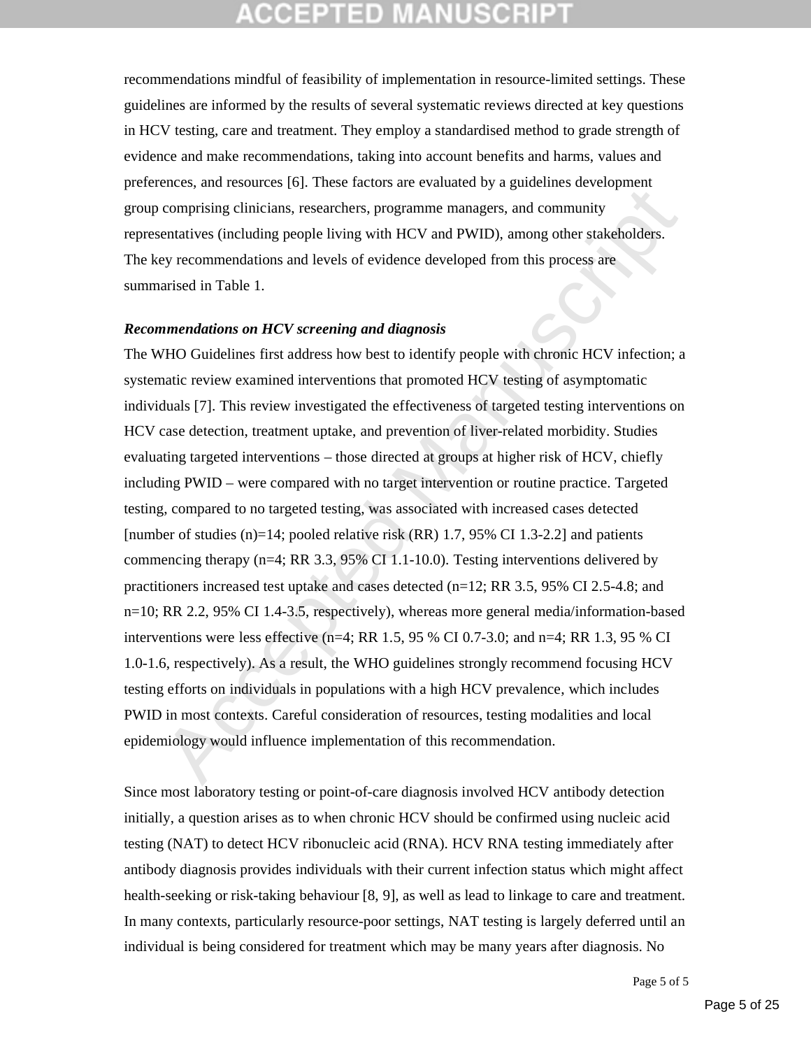recommendations mindful of feasibility of implementation in resource-limited settings. These guidelines are informed by the results of several systematic reviews directed at key questions in HCV testing, care and treatment. They employ a standardised method to grade strength of evidence and make recommendations, taking into account benefits and harms, values and preferences, and resources [6]. These factors are evaluated by a guidelines development group comprising clinicians, researchers, programme managers, and community representatives (including people living with HCV and PWID), among other stakeholders. The key recommendations and levels of evidence developed from this process are summarised in Table 1.

***Recommendations on HCV screening and diagnosis***

The WHO Guidelines first address how best to identify people with chronic HCV infection; a systematic review examined interventions that promoted HCV testing of asymptomatic individuals [7]. This review investigated the effectiveness of targeted testing interventions on HCV case detection, treatment uptake, and prevention of liver-related morbidity. Studies evaluating targeted interventions – those directed at groups at higher risk of HCV, chiefly including PWID – were compared with no target intervention or routine practice. Targeted testing, compared to no targeted testing, was associated with increased cases detected [number of studies (n)=14; pooled relative risk (RR) 1.7, 95% CI 1.3-2.2] and patients commencing therapy (n=4; RR 3.3, 95% CI 1.1-10.0). Testing interventions delivered by practitioners increased test uptake and cases detected (n=12; RR 3.5, 95% CI 2.5-4.8; and n=10; RR 2.2, 95% CI 1.4-3.5, respectively), whereas more general media/information-based interventions were less effective (n=4; RR 1.5, 95 % CI 0.7-3.0; and n=4; RR 1.3, 95 % CI 1.0-1.6, respectively). As a result, the WHO guidelines strongly recommend focusing HCV testing efforts on individuals in populations with a high HCV prevalence, which includes PWID in most contexts. Careful consideration of resources, testing modalities and local epidemiology would influence implementation of this recommendation.

Since most laboratory testing or point-of-care diagnosis involved HCV antibody detection initially, a question arises as to when chronic HCV should be confirmed using nucleic acid testing (NAT) to detect HCV ribonucleic acid (RNA). HCV RNA testing immediately after antibody diagnosis provides individuals with their current infection status which might affect health-seeking or risk-taking behaviour [8, 9], as well as lead to linkage to care and treatment. In many contexts, particularly resource-poor settings, NAT testing is largely deferred until an individual is being considered for treatment which may be many years after diagnosis. No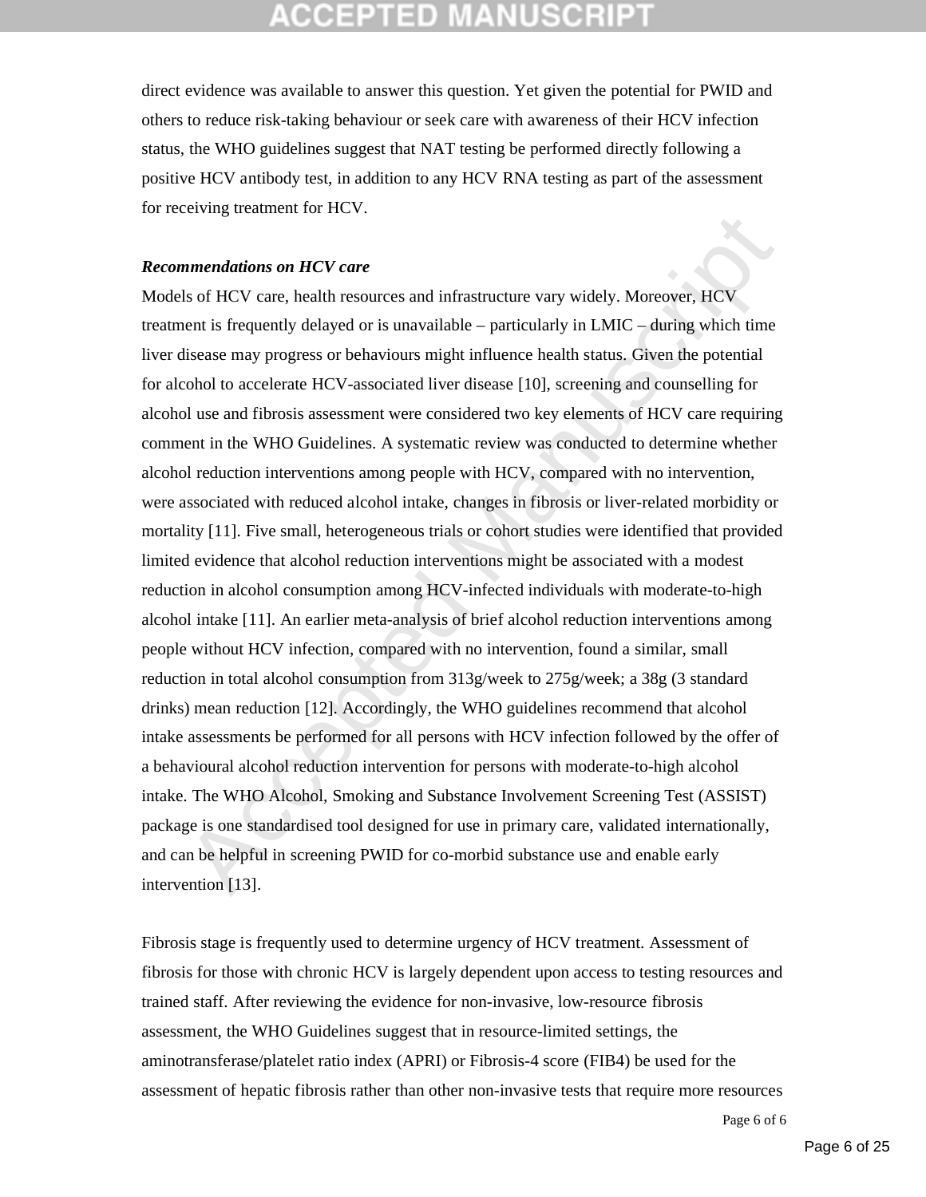direct evidence was available to answer this question. Yet given the potential for PWID and others to reduce risk-taking behaviour or seek care with awareness of their HCV infection status, the WHO guidelines suggest that NAT testing be performed directly following a positive HCV antibody test, in addition to any HCV RNA testing as part of the assessment for receiving treatment for HCV.

***Recommendations on HCV care***

Models of HCV care, health resources and infrastructure vary widely. Moreover, HCV treatment is frequently delayed or is unavailable – particularly in LMIC – during which time liver disease may progress or behaviours might influence health status. Given the potential for alcohol to accelerate HCV-associated liver disease [10], screening and counselling for alcohol use and fibrosis assessment were considered two key elements of HCV care requiring comment in the WHO Guidelines. A systematic review was conducted to determine whether alcohol reduction interventions among people with HCV, compared with no intervention, were associated with reduced alcohol intake, changes in fibrosis or liver-related morbidity or mortality [11]. Five small, heterogeneous trials or cohort studies were identified that provided limited evidence that alcohol reduction interventions might be associated with a modest reduction in alcohol consumption among HCV-infected individuals with moderate-to-high alcohol intake [11]. An earlier meta-analysis of brief alcohol reduction interventions among people without HCV infection, compared with no intervention, found a similar, small reduction in total alcohol consumption from 313g/week to 275g/week; a 38g (3 standard drinks) mean reduction [12]. Accordingly, the WHO guidelines recommend that alcohol intake assessments be performed for all persons with HCV infection followed by the offer of a behavioural alcohol reduction intervention for persons with moderate-to-high alcohol intake. The WHO Alcohol, Smoking and Substance Involvement Screening Test (ASSIST) package is one standardised tool designed for use in primary care, validated internationally, and can be helpful in screening PWID for co-morbid substance use and enable early intervention [13].

Fibrosis stage is frequently used to determine urgency of HCV treatment. Assessment of fibrosis for those with chronic HCV is largely dependent upon access to testing resources and trained staff. After reviewing the evidence for non-invasive, low-resource fibrosis assessment, the WHO Guidelines suggest that in resource-limited settings, the aminotransferase/platelet ratio index (APRI) or Fibrosis-4 score (FIB4) be used for the assessment of hepatic fibrosis rather than other non-invasive tests that require more resources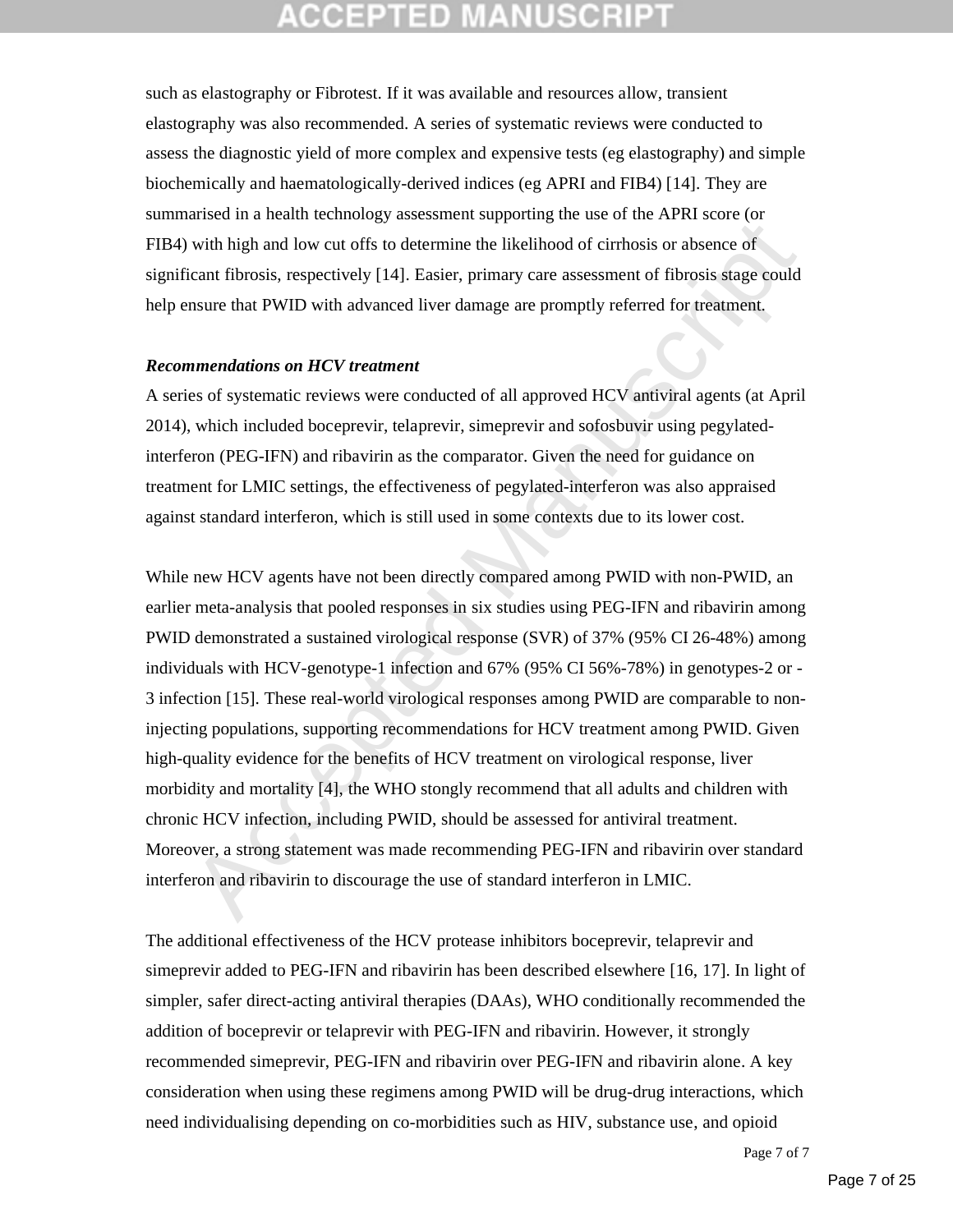such as elastography or Fibrotest. If it was available and resources allow, transient elastography was also recommended. A series of systematic reviews were conducted to assess the diagnostic yield of more complex and expensive tests (eg elastography) and simple biochemically and haematologically-derived indices (eg APRI and FIB4) [14]. They are summarised in a health technology assessment supporting the use of the APRI score (or FIB4) with high and low cut offs to determine the likelihood of cirrhosis or absence of significant fibrosis, respectively [14]. Easier, primary care assessment of fibrosis stage could help ensure that PWID with advanced liver damage are promptly referred for treatment.

***Recommendations on HCV treatment***

A series of systematic reviews were conducted of all approved HCV antiviral agents (at April 2014), which included boceprevir, telaprevir, simeprevir and sofosbuvir using pegylated-interferon (PEG-IFN) and ribavirin as the comparator. Given the need for guidance on treatment for LMIC settings, the effectiveness of pegylated-interferon was also appraised against standard interferon, which is still used in some contexts due to its lower cost.

While new HCV agents have not been directly compared among PWID with non-PWID, an earlier meta-analysis that pooled responses in six studies using PEG-IFN and ribavirin among PWID demonstrated a sustained virological response (SVR) of 37% (95% CI 26-48%) among individuals with HCV-genotype-1 infection and 67% (95% CI 56%-78%) in genotypes-2 or -3 infection [15]. These real-world virological responses among PWID are comparable to non-injecting populations, supporting recommendations for HCV treatment among PWID. Given high-quality evidence for the benefits of HCV treatment on virological response, liver morbidity and mortality [4], the WHO stongly recommend that all adults and children with chronic HCV infection, including PWID, should be assessed for antiviral treatment. Moreover, a strong statement was made recommending PEG-IFN and ribavirin over standard interferon and ribavirin to discourage the use of standard interferon in LMIC.

The additional effectiveness of the HCV protease inhibitors boceprevir, telaprevir and simeprevir added to PEG-IFN and ribavirin has been described elsewhere [16, 17]. In light of simpler, safer direct-acting antiviral therapies (DAAs), WHO conditionally recommended the addition of boceprevir or telaprevir with PEG-IFN and ribavirin. However, it strongly recommended simeprevir, PEG-IFN and ribavirin over PEG-IFN and ribavirin alone. A key consideration when using these regimens among PWID will be drug-drug interactions, which need individualising depending on co-morbidities such as HIV, substance use, and opioid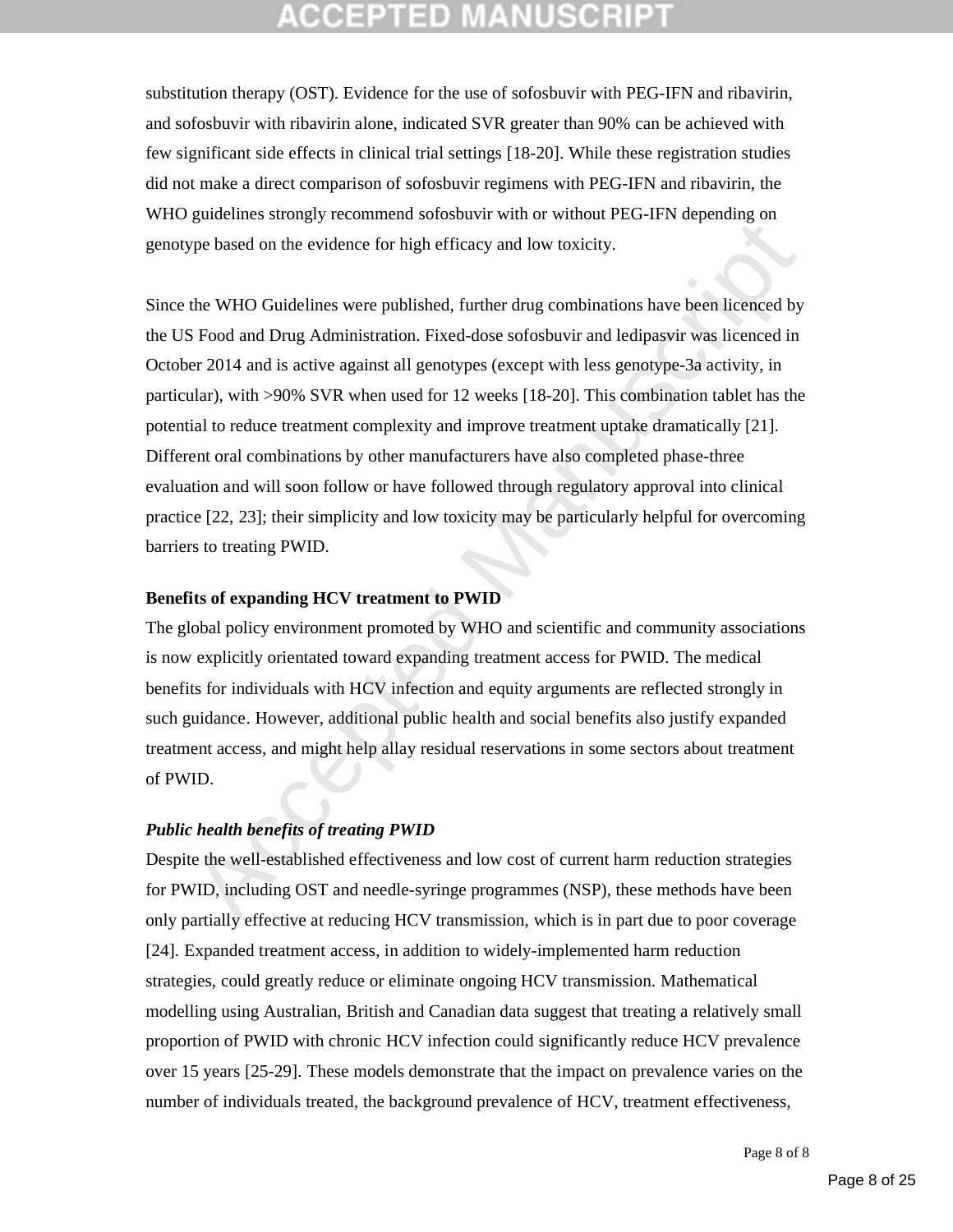substitution therapy (OST). Evidence for the use of sofosbuvir with PEG-IFN and ribavirin, and sofosbuvir with ribavirin alone, indicated SVR greater than 90% can be achieved with few significant side effects in clinical trial settings [18-20]. While these registration studies did not make a direct comparison of sofosbuvir regimens with PEG-IFN and ribavirin, the WHO guidelines strongly recommend sofosbuvir with or without PEG-IFN depending on genotype based on the evidence for high efficacy and low toxicity.

Since the WHO Guidelines were published, further drug combinations have been licenced by the US Food and Drug Administration. Fixed-dose sofosbuvir and ledipasvir was licenced in October 2014 and is active against all genotypes (except with less genotype-3a activity, in particular), with >90% SVR when used for 12 weeks [18-20]. This combination tablet has the potential to reduce treatment complexity and improve treatment uptake dramatically [21]. Different oral combinations by other manufacturers have also completed phase-three evaluation and will soon follow or have followed through regulatory approval into clinical practice [22, 23]; their simplicity and low toxicity may be particularly helpful for overcoming barriers to treating PWID.

**Benefits of expanding HCV treatment to PWID**

The global policy environment promoted by WHO and scientific and community associations is now explicitly orientated toward expanding treatment access for PWID. The medical benefits for individuals with HCV infection and equity arguments are reflected strongly in such guidance. However, additional public health and social benefits also justify expanded treatment access, and might help allay residual reservations in some sectors about treatment of PWID.

***Public health benefits of treating PWID***

Despite the well-established effectiveness and low cost of current harm reduction strategies for PWID, including OST and needle-syringe programmes (NSP), these methods have been only partially effective at reducing HCV transmission, which is in part due to poor coverage [24]. Expanded treatment access, in addition to widely-implemented harm reduction strategies, could greatly reduce or eliminate ongoing HCV transmission. Mathematical modelling using Australian, British and Canadian data suggest that treating a relatively small proportion of PWID with chronic HCV infection could significantly reduce HCV prevalence over 15 years [25-29]. These models demonstrate that the impact on prevalence varies on the number of individuals treated, the background prevalence of HCV, treatment effectiveness,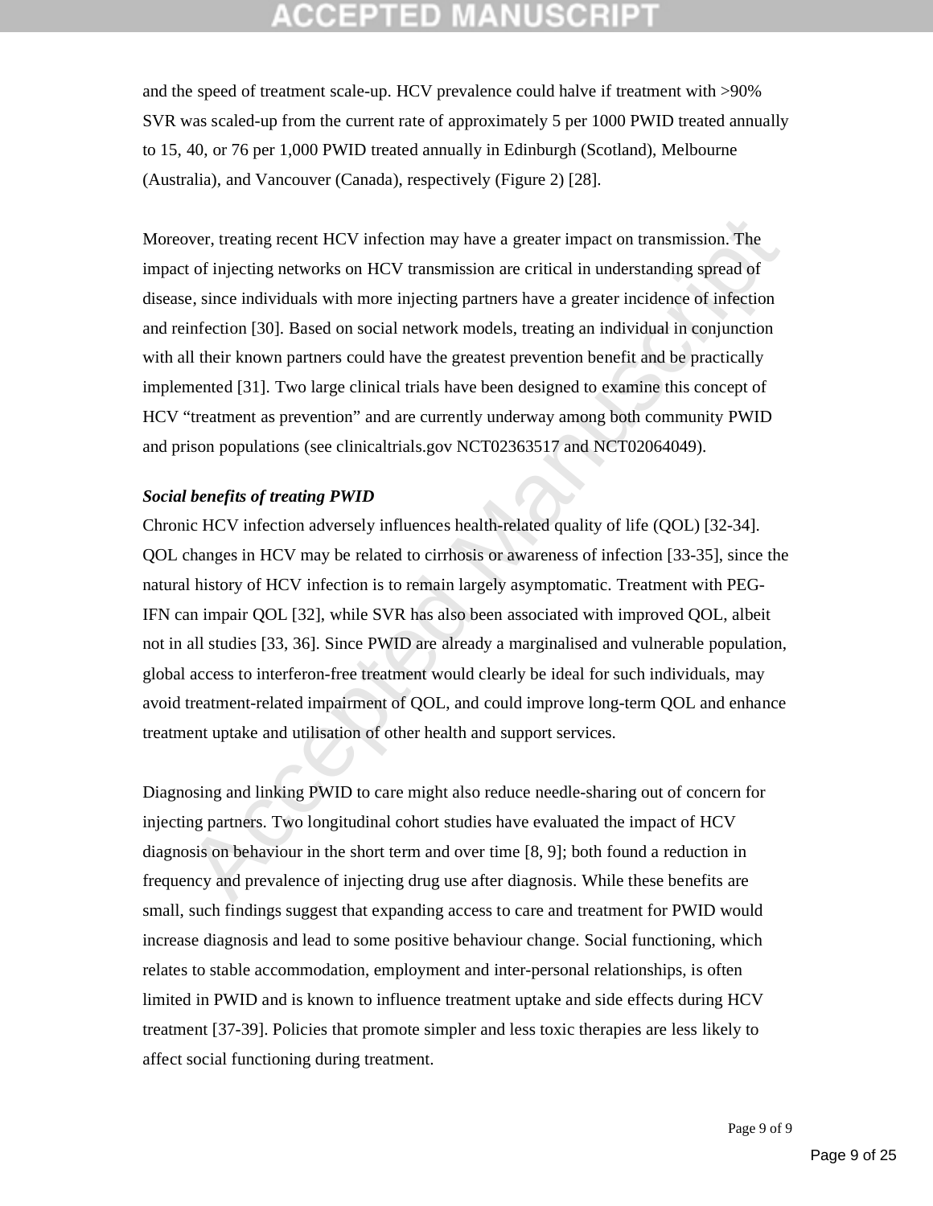and the speed of treatment scale-up. HCV prevalence could halve if treatment with >90% SVR was scaled-up from the current rate of approximately 5 per 1000 PWID treated annually to 15, 40, or 76 per 1,000 PWID treated annually in Edinburgh (Scotland), Melbourne (Australia), and Vancouver (Canada), respectively (Figure 2) [28].

Moreover, treating recent HCV infection may have a greater impact on transmission. The impact of injecting networks on HCV transmission are critical in understanding spread of disease, since individuals with more injecting partners have a greater incidence of infection and reinfection [30]. Based on social network models, treating an individual in conjunction with all their known partners could have the greatest prevention benefit and be practically implemented [31]. Two large clinical trials have been designed to examine this concept of HCV "treatment as prevention" and are currently underway among both community PWID and prison populations (see clinicaltrials.gov NCT02363517 and NCT02064049).

***Social benefits of treating PWID***

Chronic HCV infection adversely influences health-related quality of life (QOL) [32-34]. QOL changes in HCV may be related to cirrhosis or awareness of infection [33-35], since the natural history of HCV infection is to remain largely asymptomatic. Treatment with PEG-IFN can impair QOL [32], while SVR has also been associated with improved QOL, albeit not in all studies [33, 36]. Since PWID are already a marginalised and vulnerable population, global access to interferon-free treatment would clearly be ideal for such individuals, may avoid treatment-related impairment of QOL, and could improve long-term QOL and enhance treatment uptake and utilisation of other health and support services.

Diagnosing and linking PWID to care might also reduce needle-sharing out of concern for injecting partners. Two longitudinal cohort studies have evaluated the impact of HCV diagnosis on behaviour in the short term and over time [8, 9]; both found a reduction in frequency and prevalence of injecting drug use after diagnosis. While these benefits are small, such findings suggest that expanding access to care and treatment for PWID would increase diagnosis and lead to some positive behaviour change. Social functioning, which relates to stable accommodation, employment and inter-personal relationships, is often limited in PWID and is known to influence treatment uptake and side effects during HCV treatment [37-39]. Policies that promote simpler and less toxic therapies are less likely to affect social functioning during treatment.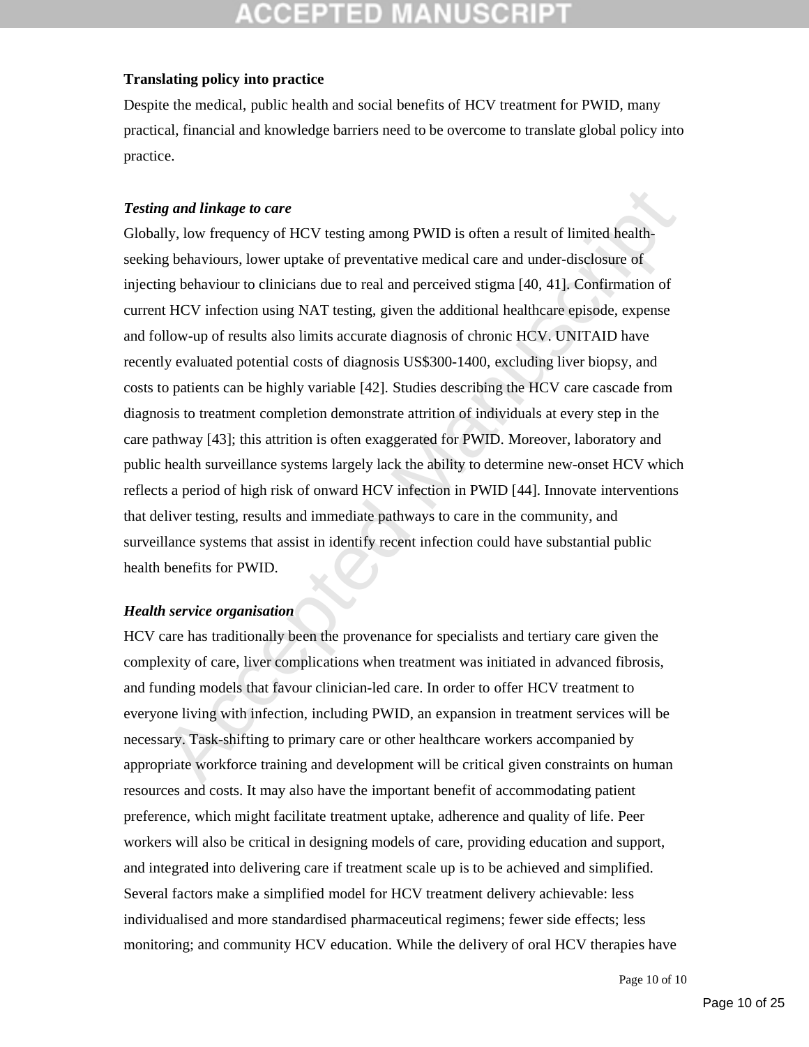**Translating policy into practice**

Despite the medical, public health and social benefits of HCV treatment for PWID, many practical, financial and knowledge barriers need to be overcome to translate global policy into practice.

***Testing and linkage to care***

Globally, low frequency of HCV testing among PWID is often a result of limited health-seeking behaviours, lower uptake of preventative medical care and under-disclosure of injecting behaviour to clinicians due to real and perceived stigma [40, 41]. Confirmation of current HCV infection using NAT testing, given the additional healthcare episode, expense and follow-up of results also limits accurate diagnosis of chronic HCV. UNITAID have recently evaluated potential costs of diagnosis US$300-1400, excluding liver biopsy, and costs to patients can be highly variable [42]. Studies describing the HCV care cascade from diagnosis to treatment completion demonstrate attrition of individuals at every step in the care pathway [43]; this attrition is often exaggerated for PWID. Moreover, laboratory and public health surveillance systems largely lack the ability to determine new-onset HCV which reflects a period of high risk of onward HCV infection in PWID [44]. Innovate interventions that deliver testing, results and immediate pathways to care in the community, and surveillance systems that assist in identify recent infection could have substantial public health benefits for PWID.

***Health service organisation***

HCV care has traditionally been the provenance for specialists and tertiary care given the complexity of care, liver complications when treatment was initiated in advanced fibrosis, and funding models that favour clinician-led care. In order to offer HCV treatment to everyone living with infection, including PWID, an expansion in treatment services will be necessary. Task-shifting to primary care or other healthcare workers accompanied by appropriate workforce training and development will be critical given constraints on human resources and costs. It may also have the important benefit of accommodating patient preference, which might facilitate treatment uptake, adherence and quality of life. Peer workers will also be critical in designing models of care, providing education and support, and integrated into delivering care if treatment scale up is to be achieved and simplified. Several factors make a simplified model for HCV treatment delivery achievable: less individualised and more standardised pharmaceutical regimens; fewer side effects; less monitoring; and community HCV education. While the delivery of oral HCV therapies have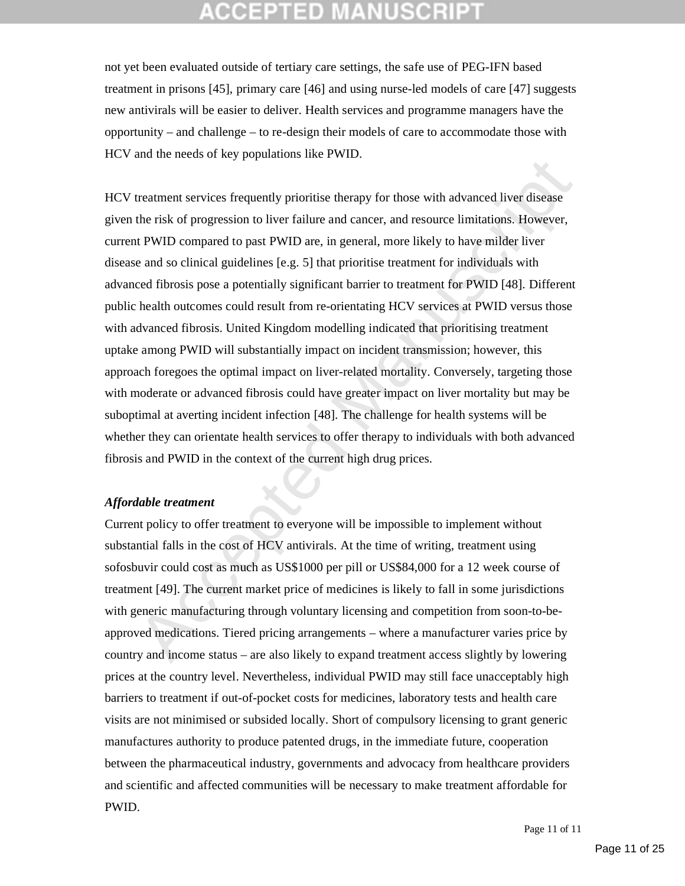not yet been evaluated outside of tertiary care settings, the safe use of PEG-IFN based treatment in prisons [45], primary care [46] and using nurse-led models of care [47] suggests new antivirals will be easier to deliver. Health services and programme managers have the opportunity – and challenge – to re-design their models of care to accommodate those with HCV and the needs of key populations like PWID.

HCV treatment services frequently prioritise therapy for those with advanced liver disease given the risk of progression to liver failure and cancer, and resource limitations. However, current PWID compared to past PWID are, in general, more likely to have milder liver disease and so clinical guidelines [e.g. 5] that prioritise treatment for individuals with advanced fibrosis pose a potentially significant barrier to treatment for PWID [48]. Different public health outcomes could result from re-orientating HCV services at PWID versus those with advanced fibrosis. United Kingdom modelling indicated that prioritising treatment uptake among PWID will substantially impact on incident transmission; however, this approach foregoes the optimal impact on liver-related mortality. Conversely, targeting those with moderate or advanced fibrosis could have greater impact on liver mortality but may be suboptimal at averting incident infection [48]. The challenge for health systems will be whether they can orientate health services to offer therapy to individuals with both advanced fibrosis and PWID in the context of the current high drug prices.

***Affordable treatment***

Current policy to offer treatment to everyone will be impossible to implement without substantial falls in the cost of HCV antivirals. At the time of writing, treatment using sofosbuvir could cost as much as US$1000 per pill or US$84,000 for a 12 week course of treatment [49]. The current market price of medicines is likely to fall in some jurisdictions with generic manufacturing through voluntary licensing and competition from soon-to-be-approved medications. Tiered pricing arrangements – where a manufacturer varies price by country and income status – are also likely to expand treatment access slightly by lowering prices at the country level. Nevertheless, individual PWID may still face unacceptably high barriers to treatment if out-of-pocket costs for medicines, laboratory tests and health care visits are not minimised or subsided locally. Short of compulsory licensing to grant generic manufactures authority to produce patented drugs, in the immediate future, cooperation between the pharmaceutical industry, governments and advocacy from healthcare providers and scientific and affected communities will be necessary to make treatment affordable for PWID.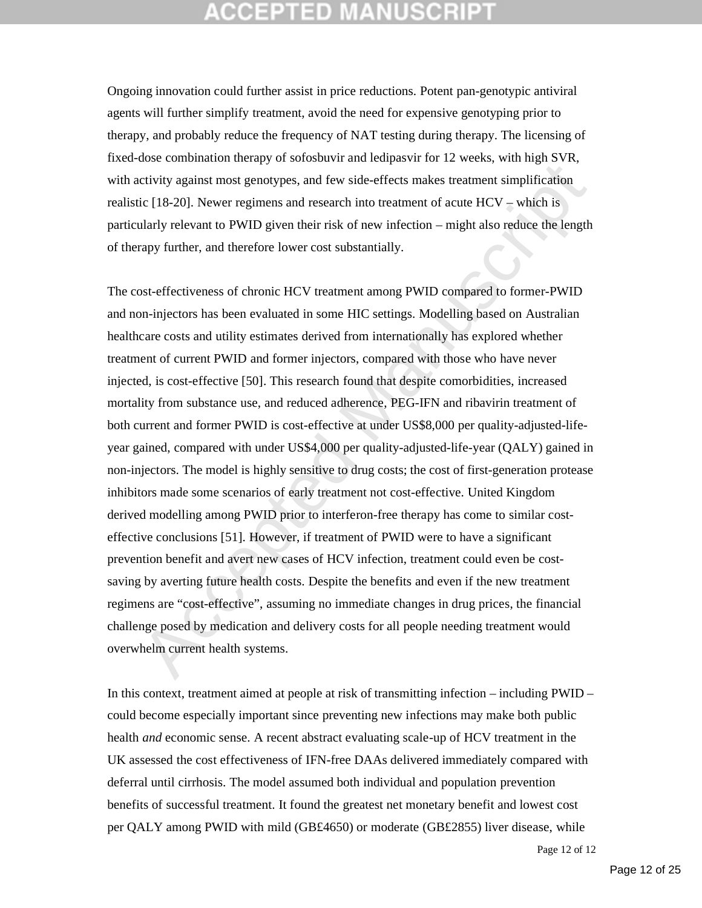Ongoing innovation could further assist in price reductions. Potent pan-genotypic antiviral agents will further simplify treatment, avoid the need for expensive genotyping prior to therapy, and probably reduce the frequency of NAT testing during therapy. The licensing of fixed-dose combination therapy of sofosbuvir and ledipasvir for 12 weeks, with high SVR, with activity against most genotypes, and few side-effects makes treatment simplification realistic [18-20]. Newer regimens and research into treatment of acute HCV – which is particularly relevant to PWID given their risk of new infection – might also reduce the length of therapy further, and therefore lower cost substantially.

The cost-effectiveness of chronic HCV treatment among PWID compared to former-PWID and non-injectors has been evaluated in some HIC settings. Modelling based on Australian healthcare costs and utility estimates derived from internationally has explored whether treatment of current PWID and former injectors, compared with those who have never injected, is cost-effective [50]. This research found that despite comorbidities, increased mortality from substance use, and reduced adherence, PEG-IFN and ribavirin treatment of both current and former PWID is cost-effective at under US$8,000 per quality-adjusted-life-year gained, compared with under US$4,000 per quality-adjusted-life-year (QALY) gained in non-injectors. The model is highly sensitive to drug costs; the cost of first-generation protease inhibitors made some scenarios of early treatment not cost-effective. United Kingdom derived modelling among PWID prior to interferon-free therapy has come to similar cost-effective conclusions [51]. However, if treatment of PWID were to have a significant prevention benefit and avert new cases of HCV infection, treatment could even be cost-saving by averting future health costs. Despite the benefits and even if the new treatment regimens are "cost-effective", assuming no immediate changes in drug prices, the financial challenge posed by medication and delivery costs for all people needing treatment would overwhelm current health systems.

In this context, treatment aimed at people at risk of transmitting infection – including PWID – could become especially important since preventing new infections may make both public health *and* economic sense. A recent abstract evaluating scale-up of HCV treatment in the UK assessed the cost effectiveness of IFN-free DAAs delivered immediately compared with deferral until cirrhosis. The model assumed both individual and population prevention benefits of successful treatment. It found the greatest net monetary benefit and lowest cost per QALY among PWID with mild (GB£4650) or moderate (GB£2855) liver disease, while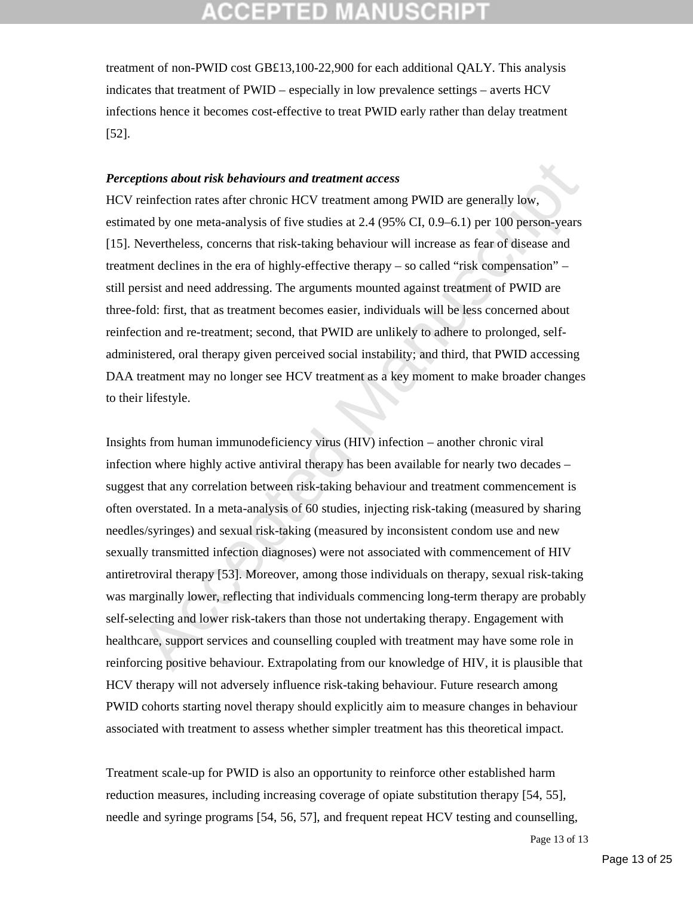treatment of non-PWID cost GB£13,100-22,900 for each additional QALY. This analysis indicates that treatment of PWID – especially in low prevalence settings – averts HCV infections hence it becomes cost-effective to treat PWID early rather than delay treatment [52].

***Perceptions about risk behaviours and treatment access***

HCV reinfection rates after chronic HCV treatment among PWID are generally low, estimated by one meta-analysis of five studies at 2.4 (95% CI, 0.9–6.1) per 100 person-years [15]. Nevertheless, concerns that risk-taking behaviour will increase as fear of disease and treatment declines in the era of highly-effective therapy – so called "risk compensation" – still persist and need addressing. The arguments mounted against treatment of PWID are three-fold: first, that as treatment becomes easier, individuals will be less concerned about reinfection and re-treatment; second, that PWID are unlikely to adhere to prolonged, self-administered, oral therapy given perceived social instability; and third, that PWID accessing DAA treatment may no longer see HCV treatment as a key moment to make broader changes to their lifestyle.

Insights from human immunodeficiency virus (HIV) infection – another chronic viral infection where highly active antiviral therapy has been available for nearly two decades – suggest that any correlation between risk-taking behaviour and treatment commencement is often overstated. In a meta-analysis of 60 studies, injecting risk-taking (measured by sharing needles/syringes) and sexual risk-taking (measured by inconsistent condom use and new sexually transmitted infection diagnoses) were not associated with commencement of HIV antiretroviral therapy [53]. Moreover, among those individuals on therapy, sexual risk-taking was marginally lower, reflecting that individuals commencing long-term therapy are probably self-selecting and lower risk-takers than those not undertaking therapy. Engagement with healthcare, support services and counselling coupled with treatment may have some role in reinforcing positive behaviour. Extrapolating from our knowledge of HIV, it is plausible that HCV therapy will not adversely influence risk-taking behaviour. Future research among PWID cohorts starting novel therapy should explicitly aim to measure changes in behaviour associated with treatment to assess whether simpler treatment has this theoretical impact.

Treatment scale-up for PWID is also an opportunity to reinforce other established harm reduction measures, including increasing coverage of opiate substitution therapy [54, 55], needle and syringe programs [54, 56, 57], and frequent repeat HCV testing and counselling,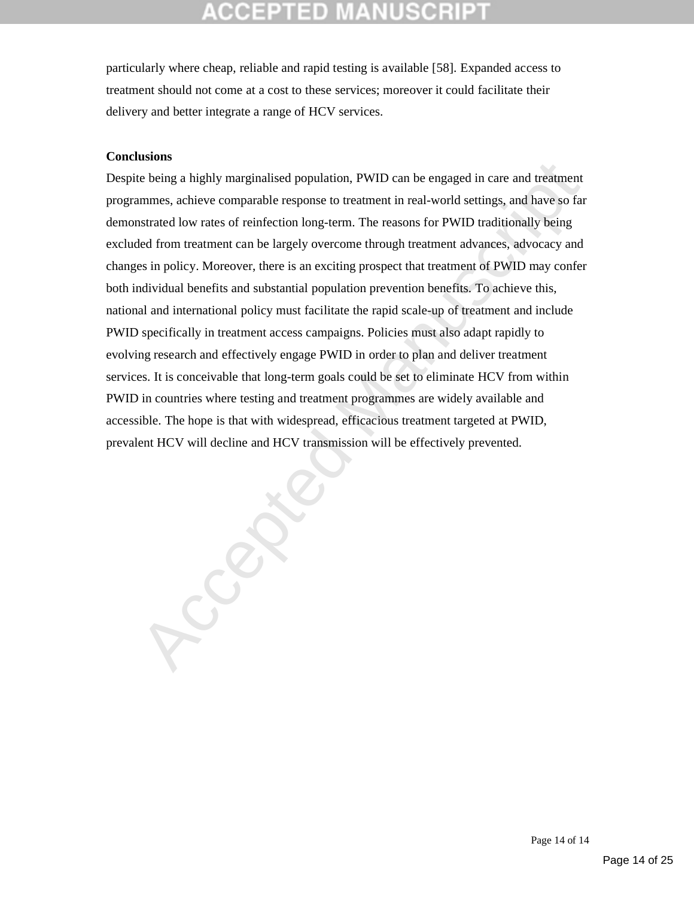particularly where cheap, reliable and rapid testing is available [58]. Expanded access to treatment should not come at a cost to these services; moreover it could facilitate their delivery and better integrate a range of HCV services.

**Conclusions**

Despite being a highly marginalised population, PWID can be engaged in care and treatment programmes, achieve comparable response to treatment in real-world settings, and have so far demonstrated low rates of reinfection long-term. The reasons for PWID traditionally being excluded from treatment can be largely overcome through treatment advances, advocacy and changes in policy. Moreover, there is an exciting prospect that treatment of PWID may confer both individual benefits and substantial population prevention benefits. To achieve this, national and international policy must facilitate the rapid scale-up of treatment and include PWID specifically in treatment access campaigns. Policies must also adapt rapidly to evolving research and effectively engage PWID in order to plan and deliver treatment services. It is conceivable that long-term goals could be set to eliminate HCV from within PWID in countries where testing and treatment programmes are widely available and accessible. The hope is that with widespread, efficacious treatment targeted at PWID, prevalent HCV will decline and HCV transmission will be effectively prevented.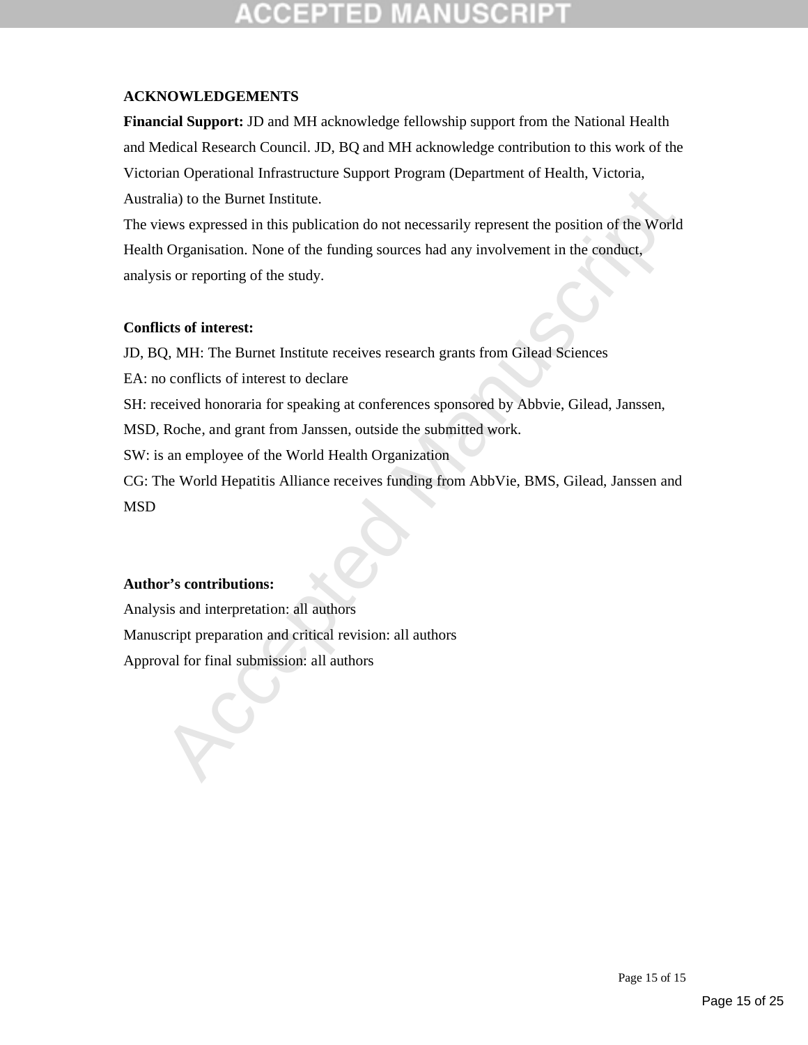## ACKNOWLEDGEMENTS

**Financial Support:** JD and MH acknowledge fellowship support from the National Health and Medical Research Council. JD, BQ and MH acknowledge contribution to this work of the Victorian Operational Infrastructure Support Program (Department of Health, Victoria, Australia) to the Burnet Institute.

The views expressed in this publication do not necessarily represent the position of the World Health Organisation. None of the funding sources had any involvement in the conduct, analysis or reporting of the study.

**Conflicts of interest:**

JD, BQ, MH: The Burnet Institute receives research grants from Gilead Sciences

EA: no conflicts of interest to declare

SH: received honoraria for speaking at conferences sponsored by Abbvie, Gilead, Janssen, MSD, Roche, and grant from Janssen, outside the submitted work.

SW: is an employee of the World Health Organization

CG: The World Hepatitis Alliance receives funding from AbbVie, BMS, Gilead, Janssen and MSD

**Author's contributions:**

Analysis and interpretation: all authors

Manuscript preparation and critical revision: all authors

Approval for final submission: all authors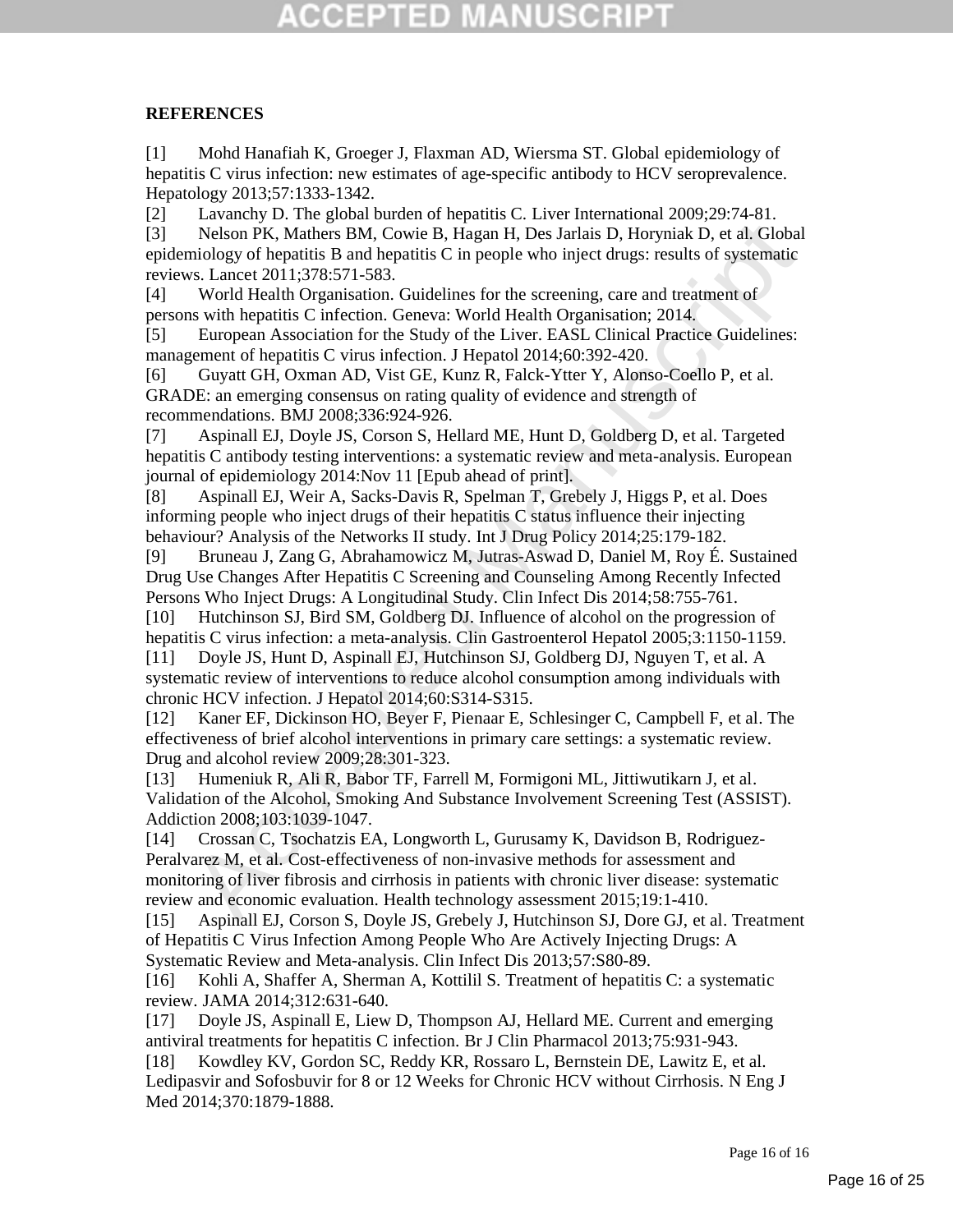## REFERENCES

[1] Mohd Hanafiah K, Groeger J, Flaxman AD, Wiersma ST. Global epidemiology of hepatitis C virus infection: new estimates of age-specific antibody to HCV seroprevalence. Hepatology 2013;57:1333-1342.

[2] Lavanchy D. The global burden of hepatitis C. Liver International 2009;29:74-81.

[3] Nelson PK, Mathers BM, Cowie B, Hagan H, Des Jarlais D, Horyniak D, et al. Global epidemiology of hepatitis B and hepatitis C in people who inject drugs: results of systematic reviews. Lancet 2011;378:571-583.

[4] World Health Organisation. Guidelines for the screening, care and treatment of persons with hepatitis C infection. Geneva: World Health Organisation; 2014.

[5] European Association for the Study of the Liver. EASL Clinical Practice Guidelines: management of hepatitis C virus infection. J Hepatol 2014;60:392-420.

[6] Guyatt GH, Oxman AD, Vist GE, Kunz R, Falck-Ytter Y, Alonso-Coello P, et al. GRADE: an emerging consensus on rating quality of evidence and strength of recommendations. BMJ 2008;336:924-926.

[7] Aspinall EJ, Doyle JS, Corson S, Hellard ME, Hunt D, Goldberg D, et al. Targeted hepatitis C antibody testing interventions: a systematic review and meta-analysis. European journal of epidemiology 2014:Nov 11 [Epub ahead of print].

[8] Aspinall EJ, Weir A, Sacks-Davis R, Spelman T, Grebely J, Higgs P, et al. Does informing people who inject drugs of their hepatitis C status influence their injecting behaviour? Analysis of the Networks II study. Int J Drug Policy 2014;25:179-182.

[9] Bruneau J, Zang G, Abrahamowicz M, Jutras-Aswad D, Daniel M, Roy É. Sustained Drug Use Changes After Hepatitis C Screening and Counseling Among Recently Infected Persons Who Inject Drugs: A Longitudinal Study. Clin Infect Dis 2014;58:755-761.

[10] Hutchinson SJ, Bird SM, Goldberg DJ. Influence of alcohol on the progression of hepatitis C virus infection: a meta-analysis. Clin Gastroenterol Hepatol 2005;3:1150-1159.

[11] Doyle JS, Hunt D, Aspinall EJ, Hutchinson SJ, Goldberg DJ, Nguyen T, et al. A systematic review of interventions to reduce alcohol consumption among individuals with chronic HCV infection. J Hepatol 2014;60:S314-S315.

[12] Kaner EF, Dickinson HO, Beyer F, Pienaar E, Schlesinger C, Campbell F, et al. The effectiveness of brief alcohol interventions in primary care settings: a systematic review. Drug and alcohol review 2009;28:301-323.

[13] Humeniuk R, Ali R, Babor TF, Farrell M, Formigoni ML, Jittiwutikarn J, et al. Validation of the Alcohol, Smoking And Substance Involvement Screening Test (ASSIST). Addiction 2008;103:1039-1047.

[14] Crossan C, Tsochatzis EA, Longworth L, Gurusamy K, Davidson B, Rodriguez-Peralvarez M, et al. Cost-effectiveness of non-invasive methods for assessment and monitoring of liver fibrosis and cirrhosis in patients with chronic liver disease: systematic review and economic evaluation. Health technology assessment 2015;19:1-410.

[15] Aspinall EJ, Corson S, Doyle JS, Grebely J, Hutchinson SJ, Dore GJ, et al. Treatment of Hepatitis C Virus Infection Among People Who Are Actively Injecting Drugs: A Systematic Review and Meta-analysis. Clin Infect Dis 2013;57:S80-89.

[16] Kohli A, Shaffer A, Sherman A, Kottilil S. Treatment of hepatitis C: a systematic review. JAMA 2014;312:631-640.

[17] Doyle JS, Aspinall E, Liew D, Thompson AJ, Hellard ME. Current and emerging antiviral treatments for hepatitis C infection. Br J Clin Pharmacol 2013;75:931-943.

[18] Kowdley KV, Gordon SC, Reddy KR, Rossaro L, Bernstein DE, Lawitz E, et al. Ledipasvir and Sofosbuvir for 8 or 12 Weeks for Chronic HCV without Cirrhosis. N Eng J Med 2014;370:1879-1888.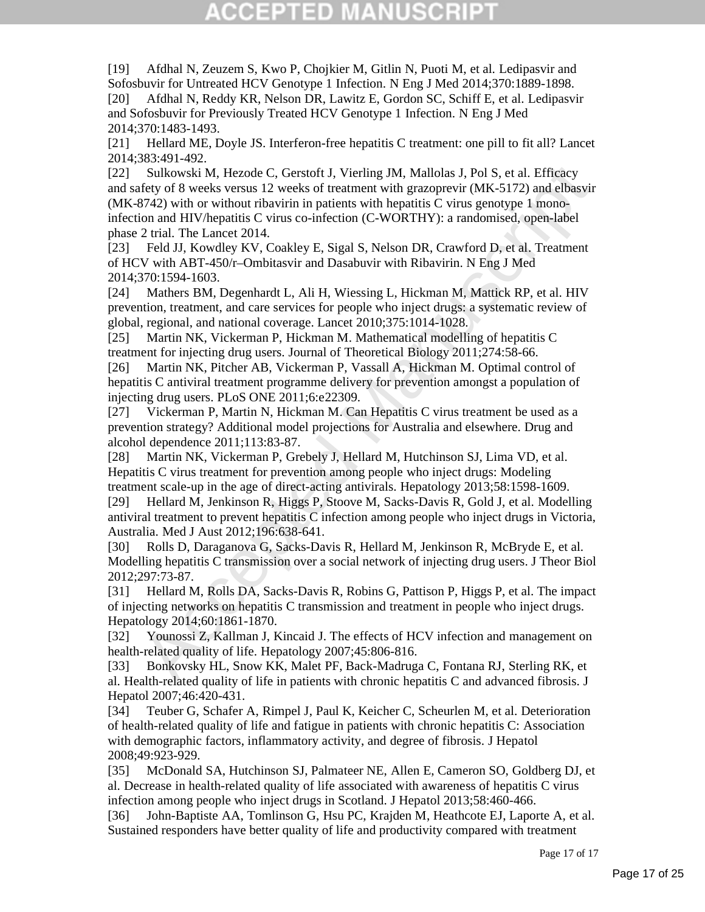[19] Afdhal N, Zeuzem S, Kwo P, Chojkier M, Gitlin N, Puoti M, et al. Ledipasvir and Sofosbuvir for Untreated HCV Genotype 1 Infection. N Eng J Med 2014;370:1889-1898.

[20] Afdhal N, Reddy KR, Nelson DR, Lawitz E, Gordon SC, Schiff E, et al. Ledipasvir and Sofosbuvir for Previously Treated HCV Genotype 1 Infection. N Eng J Med 2014;370:1483-1493.

[21] Hellard ME, Doyle JS. Interferon-free hepatitis C treatment: one pill to fit all? Lancet 2014;383:491-492.

[22] Sulkowski M, Hezode C, Gerstoft J, Vierling JM, Mallolas J, Pol S, et al. Efficacy and safety of 8 weeks versus 12 weeks of treatment with grazoprevir (MK-5172) and elbasvir (MK-8742) with or without ribavirin in patients with hepatitis C virus genotype 1 mono-infection and HIV/hepatitis C virus co-infection (C-WORTHY): a randomised, open-label phase 2 trial. The Lancet 2014.

[23] Feld JJ, Kowdley KV, Coakley E, Sigal S, Nelson DR, Crawford D, et al. Treatment of HCV with ABT-450/r–Ombitasvir and Dasabuvir with Ribavirin. N Eng J Med 2014;370:1594-1603.

[24] Mathers BM, Degenhardt L, Ali H, Wiessing L, Hickman M, Mattick RP, et al. HIV prevention, treatment, and care services for people who inject drugs: a systematic review of global, regional, and national coverage. Lancet 2010;375:1014-1028.

[25] Martin NK, Vickerman P, Hickman M. Mathematical modelling of hepatitis C treatment for injecting drug users. Journal of Theoretical Biology 2011;274:58-66.

[26] Martin NK, Pitcher AB, Vickerman P, Vassall A, Hickman M. Optimal control of hepatitis C antiviral treatment programme delivery for prevention amongst a population of injecting drug users. PLoS ONE 2011;6:e22309.

[27] Vickerman P, Martin N, Hickman M. Can Hepatitis C virus treatment be used as a prevention strategy? Additional model projections for Australia and elsewhere. Drug and alcohol dependence 2011;113:83-87.

[28] Martin NK, Vickerman P, Grebely J, Hellard M, Hutchinson SJ, Lima VD, et al. Hepatitis C virus treatment for prevention among people who inject drugs: Modeling treatment scale-up in the age of direct-acting antivirals. Hepatology 2013;58:1598-1609.

[29] Hellard M, Jenkinson R, Higgs P, Stoove M, Sacks-Davis R, Gold J, et al. Modelling antiviral treatment to prevent hepatitis C infection among people who inject drugs in Victoria, Australia. Med J Aust 2012;196:638-641.

[30] Rolls D, Daraganova G, Sacks-Davis R, Hellard M, Jenkinson R, McBryde E, et al. Modelling hepatitis C transmission over a social network of injecting drug users. J Theor Biol 2012;297:73-87.

[31] Hellard M, Rolls DA, Sacks-Davis R, Robins G, Pattison P, Higgs P, et al. The impact of injecting networks on hepatitis C transmission and treatment in people who inject drugs. Hepatology 2014;60:1861-1870.

[32] Younossi Z, Kallman J, Kincaid J. The effects of HCV infection and management on health-related quality of life. Hepatology 2007;45:806-816.

[33] Bonkovsky HL, Snow KK, Malet PF, Back-Madruga C, Fontana RJ, Sterling RK, et al. Health-related quality of life in patients with chronic hepatitis C and advanced fibrosis. J Hepatol 2007;46:420-431.

[34] Teuber G, Schafer A, Rimpel J, Paul K, Keicher C, Scheurlen M, et al. Deterioration of health-related quality of life and fatigue in patients with chronic hepatitis C: Association with demographic factors, inflammatory activity, and degree of fibrosis. J Hepatol 2008;49:923-929.

[35] McDonald SA, Hutchinson SJ, Palmateer NE, Allen E, Cameron SO, Goldberg DJ, et al. Decrease in health-related quality of life associated with awareness of hepatitis C virus infection among people who inject drugs in Scotland. J Hepatol 2013;58:460-466.

[36] John-Baptiste AA, Tomlinson G, Hsu PC, Krajden M, Heathcote EJ, Laporte A, et al. Sustained responders have better quality of life and productivity compared with treatment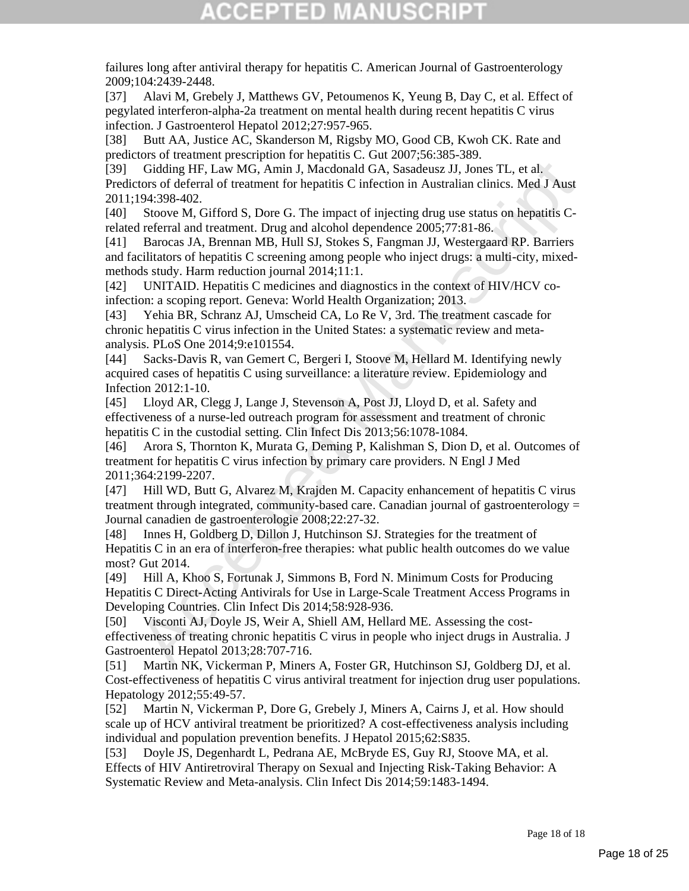failures long after antiviral therapy for hepatitis C. American Journal of Gastroenterology 2009;104:2439-2448.

[37] Alavi M, Grebely J, Matthews GV, Petoumenos K, Yeung B, Day C, et al. Effect of pegylated interferon-alpha-2a treatment on mental health during recent hepatitis C virus infection. J Gastroenterol Hepatol 2012;27:957-965.

[38] Butt AA, Justice AC, Skanderson M, Rigsby MO, Good CB, Kwoh CK. Rate and predictors of treatment prescription for hepatitis C. Gut 2007;56:385-389.

[39] Gidding HF, Law MG, Amin J, Macdonald GA, Sasadeusz JJ, Jones TL, et al. Predictors of deferral of treatment for hepatitis C infection in Australian clinics. Med J Aust 2011;194:398-402.

[40] Stoove M, Gifford S, Dore G. The impact of injecting drug use status on hepatitis C-related referral and treatment. Drug and alcohol dependence 2005;77:81-86.

[41] Barocas JA, Brennan MB, Hull SJ, Stokes S, Fangman JJ, Westergaard RP. Barriers and facilitators of hepatitis C screening among people who inject drugs: a multi-city, mixed-methods study. Harm reduction journal 2014;11:1.

[42] UNITAID. Hepatitis C medicines and diagnostics in the context of HIV/HCV co-infection: a scoping report. Geneva: World Health Organization; 2013.

[43] Yehia BR, Schranz AJ, Umscheid CA, Lo Re V, 3rd. The treatment cascade for chronic hepatitis C virus infection in the United States: a systematic review and meta-analysis. PLoS One 2014;9:e101554.

[44] Sacks-Davis R, van Gemert C, Bergeri I, Stoove M, Hellard M. Identifying newly acquired cases of hepatitis C using surveillance: a literature review. Epidemiology and Infection 2012:1-10.

[45] Lloyd AR, Clegg J, Lange J, Stevenson A, Post JJ, Lloyd D, et al. Safety and effectiveness of a nurse-led outreach program for assessment and treatment of chronic hepatitis C in the custodial setting. Clin Infect Dis 2013;56:1078-1084.

[46] Arora S, Thornton K, Murata G, Deming P, Kalishman S, Dion D, et al. Outcomes of treatment for hepatitis C virus infection by primary care providers. N Engl J Med 2011;364:2199-2207.

[47] Hill WD, Butt G, Alvarez M, Krajden M. Capacity enhancement of hepatitis C virus treatment through integrated, community-based care. Canadian journal of gastroenterology = Journal canadien de gastroenterologie 2008;22:27-32.

[48] Innes H, Goldberg D, Dillon J, Hutchinson SJ. Strategies for the treatment of Hepatitis C in an era of interferon-free therapies: what public health outcomes do we value most? Gut 2014.

[49] Hill A, Khoo S, Fortunak J, Simmons B, Ford N. Minimum Costs for Producing Hepatitis C Direct-Acting Antivirals for Use in Large-Scale Treatment Access Programs in Developing Countries. Clin Infect Dis 2014;58:928-936.

[50] Visconti AJ, Doyle JS, Weir A, Shiell AM, Hellard ME. Assessing the cost-effectiveness of treating chronic hepatitis C virus in people who inject drugs in Australia. J Gastroenterol Hepatol 2013;28:707-716.

[51] Martin NK, Vickerman P, Miners A, Foster GR, Hutchinson SJ, Goldberg DJ, et al. Cost-effectiveness of hepatitis C virus antiviral treatment for injection drug user populations. Hepatology 2012;55:49-57.

[52] Martin N, Vickerman P, Dore G, Grebely J, Miners A, Cairns J, et al. How should scale up of HCV antiviral treatment be prioritized? A cost-effectiveness analysis including individual and population prevention benefits. J Hepatol 2015;62:S835.

[53] Doyle JS, Degenhardt L, Pedrana AE, McBryde ES, Guy RJ, Stoove MA, et al. Effects of HIV Antiretroviral Therapy on Sexual and Injecting Risk-Taking Behavior: A Systematic Review and Meta-analysis. Clin Infect Dis 2014;59:1483-1494.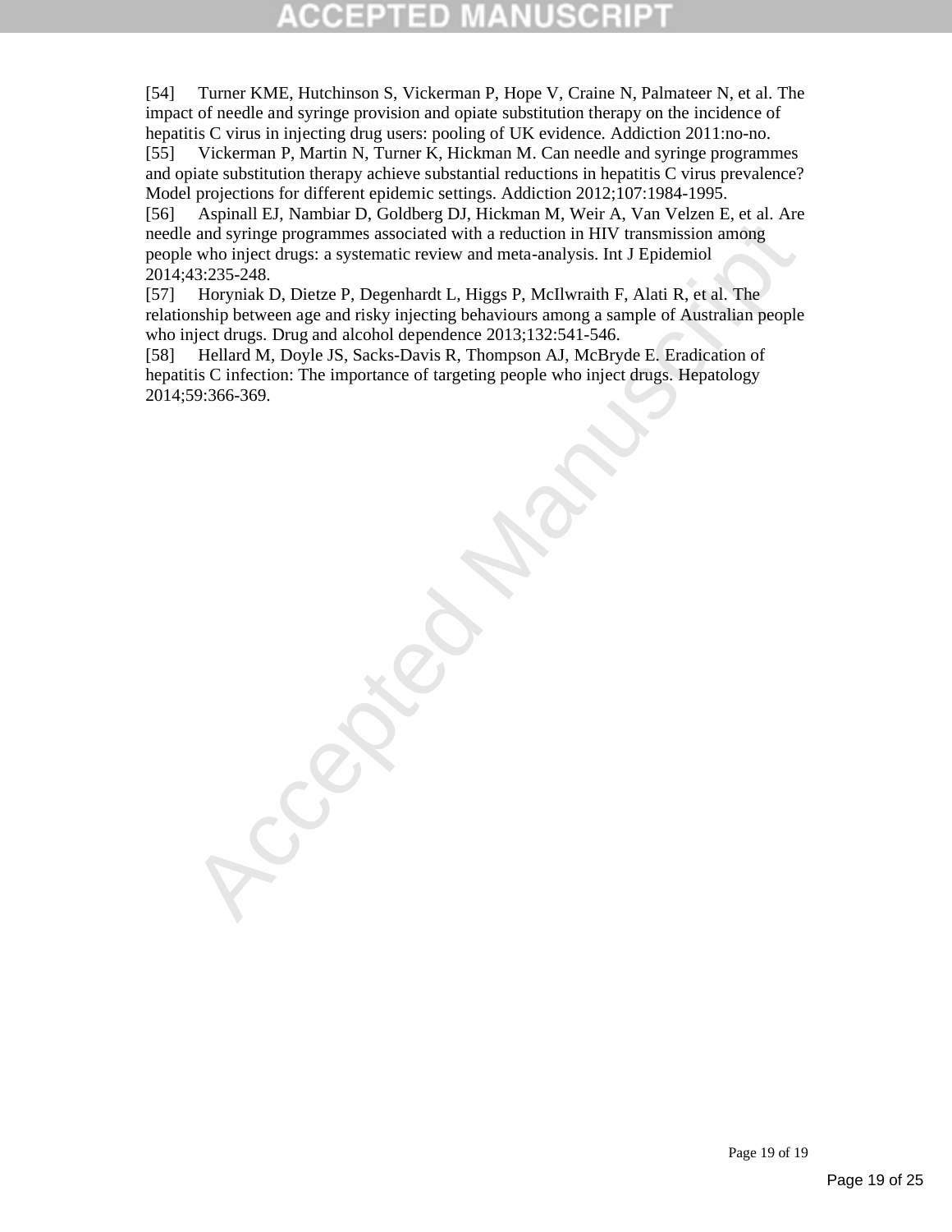[54] Turner KME, Hutchinson S, Vickerman P, Hope V, Craine N, Palmateer N, et al. The impact of needle and syringe provision and opiate substitution therapy on the incidence of hepatitis C virus in injecting drug users: pooling of UK evidence. Addiction 2011:no-no.

[55] Vickerman P, Martin N, Turner K, Hickman M. Can needle and syringe programmes and opiate substitution therapy achieve substantial reductions in hepatitis C virus prevalence? Model projections for different epidemic settings. Addiction 2012;107:1984-1995.

[56] Aspinall EJ, Nambiar D, Goldberg DJ, Hickman M, Weir A, Van Velzen E, et al. Are needle and syringe programmes associated with a reduction in HIV transmission among people who inject drugs: a systematic review and meta-analysis. Int J Epidemiol 2014;43:235-248.

[57] Horyniak D, Dietze P, Degenhardt L, Higgs P, McIlwraith F, Alati R, et al. The relationship between age and risky injecting behaviours among a sample of Australian people who inject drugs. Drug and alcohol dependence 2013;132:541-546.

[58] Hellard M, Doyle JS, Sacks-Davis R, Thompson AJ, McBryde E. Eradication of hepatitis C infection: The importance of targeting people who inject drugs. Hepatology 2014;59:366-369.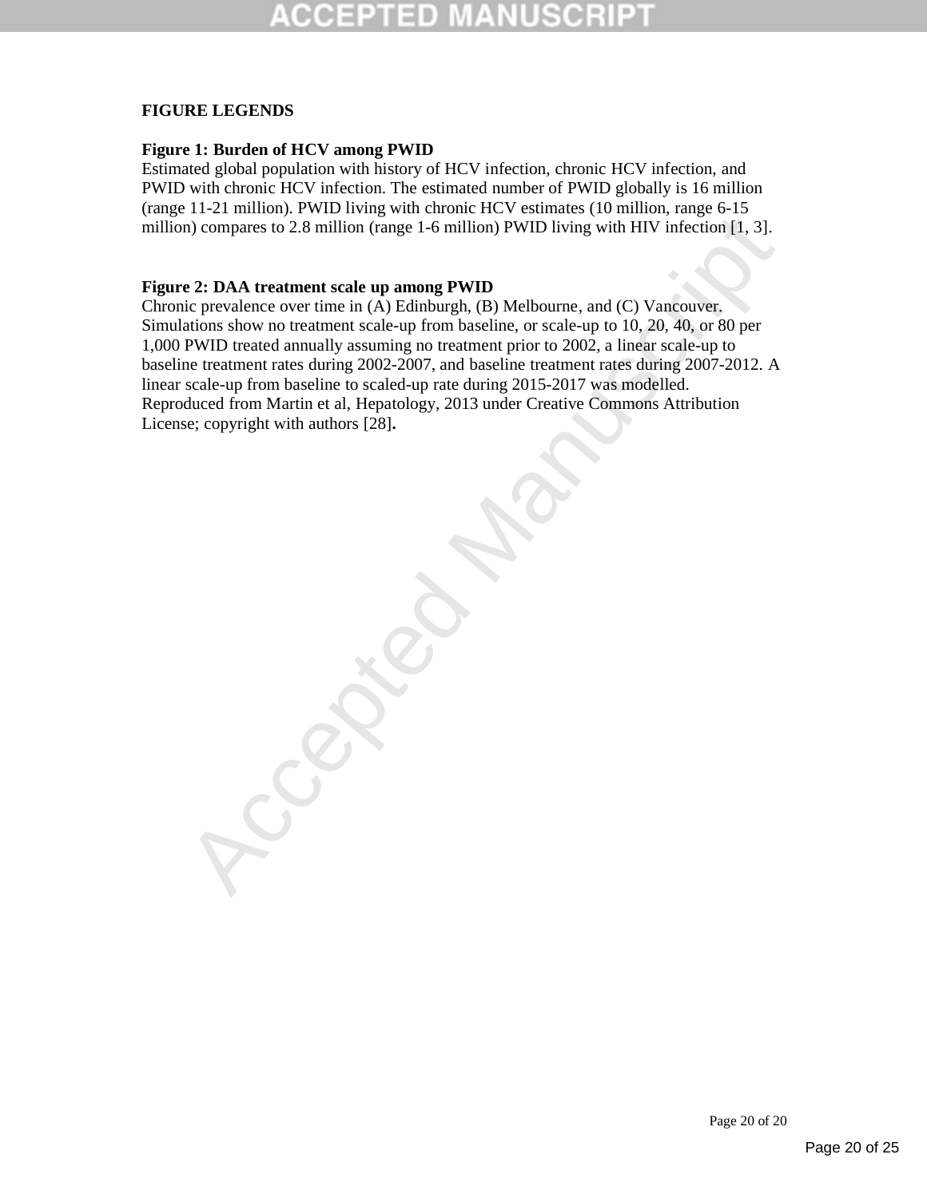## FIGURE LEGENDS

**Figure 1: Burden of HCV among PWID**

Estimated global population with history of HCV infection, chronic HCV infection, and PWID with chronic HCV infection. The estimated number of PWID globally is 16 million (range 11-21 million). PWID living with chronic HCV estimates (10 million, range 6-15 million) compares to 2.8 million (range 1-6 million) PWID living with HIV infection [1, 3].

**Figure 2: DAA treatment scale up among PWID**

Chronic prevalence over time in (A) Edinburgh, (B) Melbourne, and (C) Vancouver. Simulations show no treatment scale-up from baseline, or scale-up to 10, 20, 40, or 80 per 1,000 PWID treated annually assuming no treatment prior to 2002, a linear scale-up to baseline treatment rates during 2002-2007, and baseline treatment rates during 2007-2012. A linear scale-up from baseline to scaled-up rate during 2015-2017 was modelled. Reproduced from Martin et al, Hepatology, 2013 under Creative Commons Attribution License; copyright with authors [28].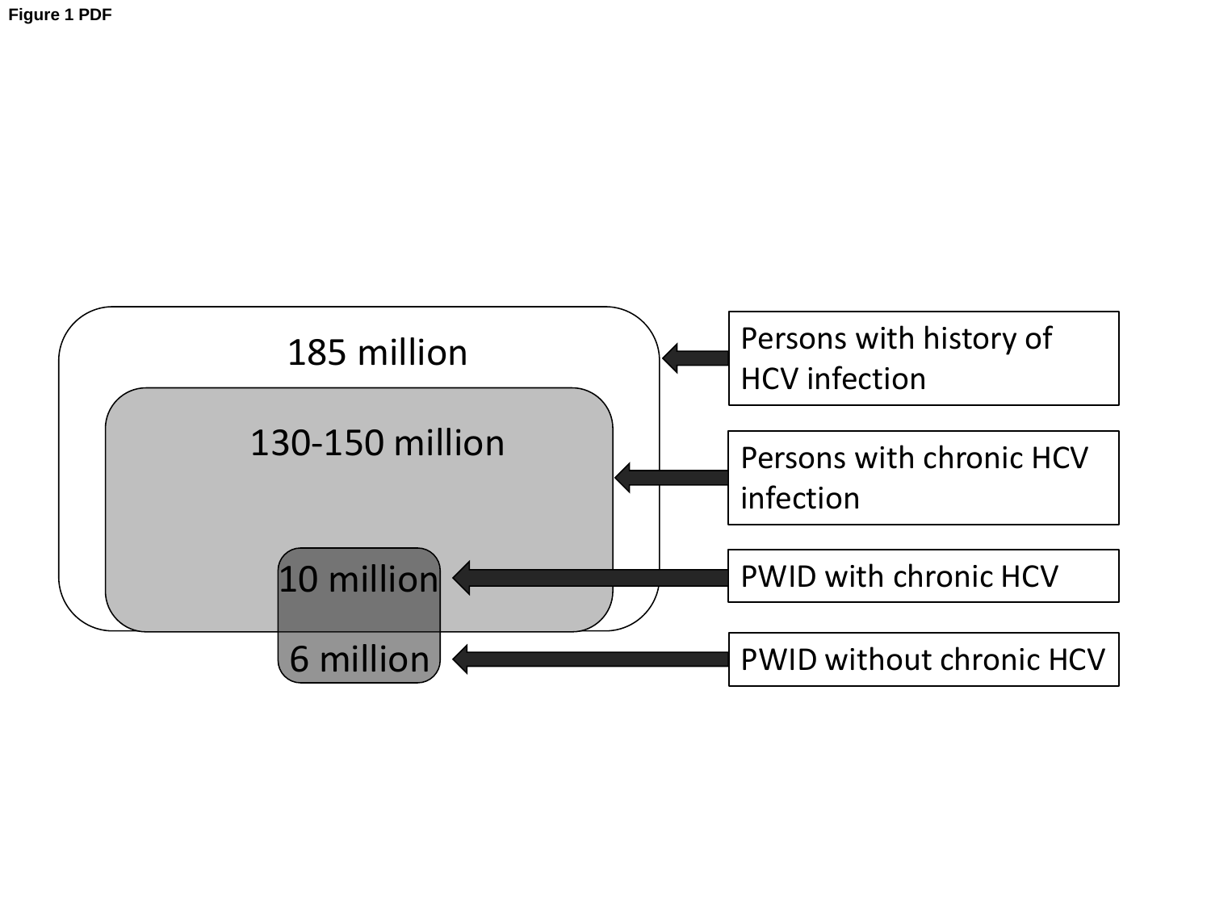Figure 1 PDF

185 million

130-150 million

10 million

6 million

Persons with history of HCV infection

Persons with chronic HCV infection

PWID with chronic HCV

PWID without chronic HCV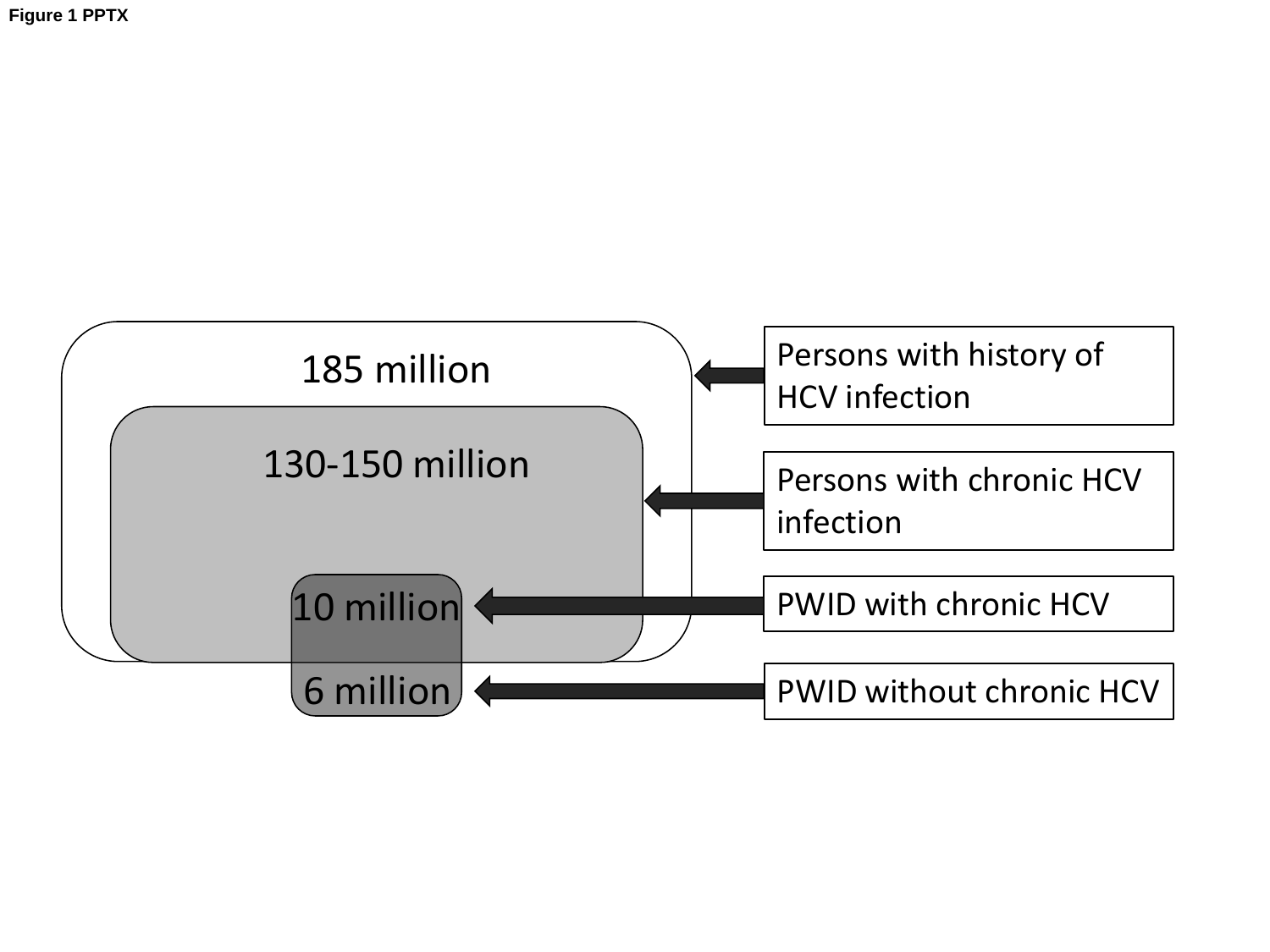**Figure 1 PPTX**

185 million

130-150 million

10 million

6 million

Persons with history of HCV infection

Persons with chronic HCV infection

PWID with chronic HCV

PWID without chronic HCV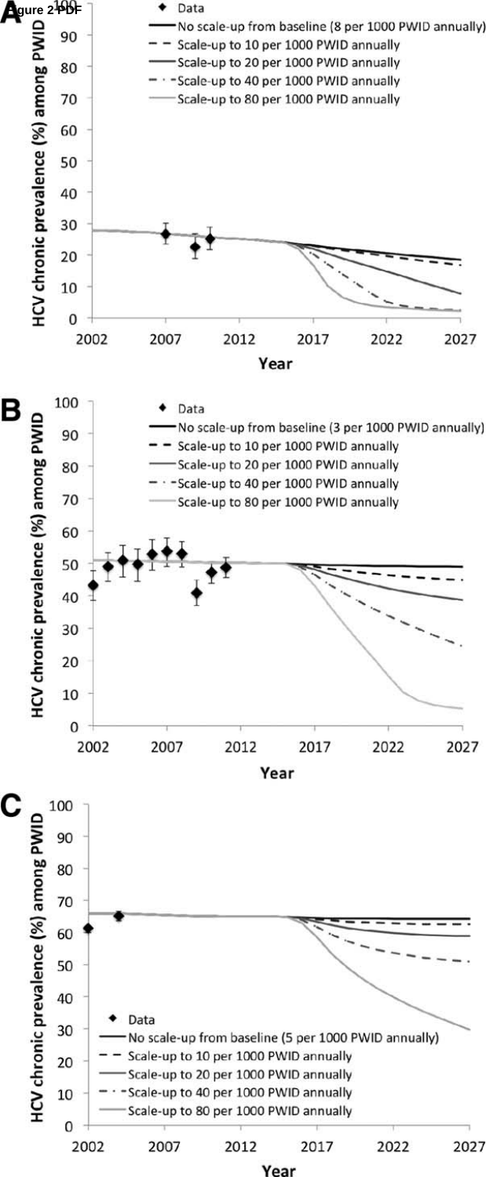Figure 2 PDF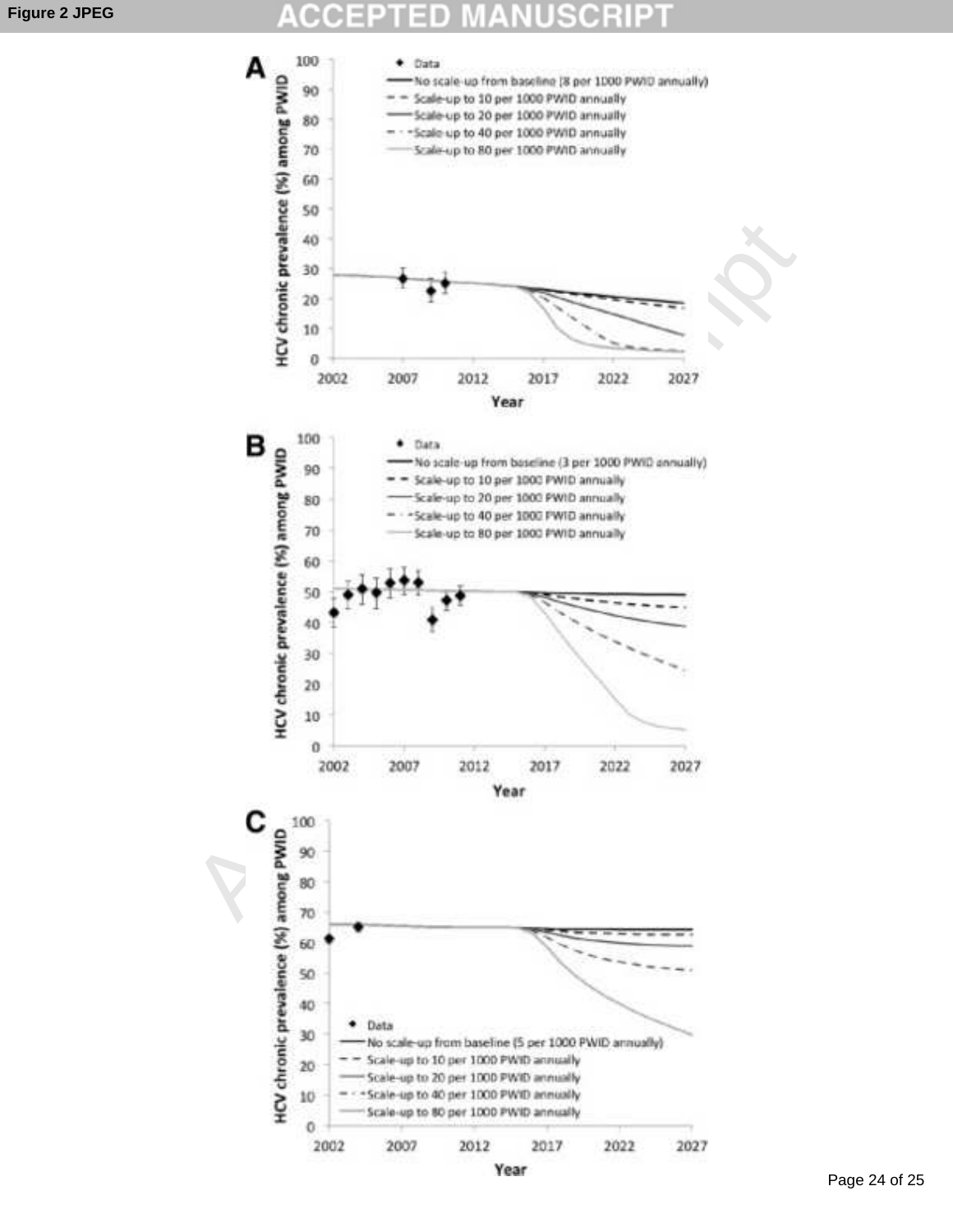Figure 2 JPEG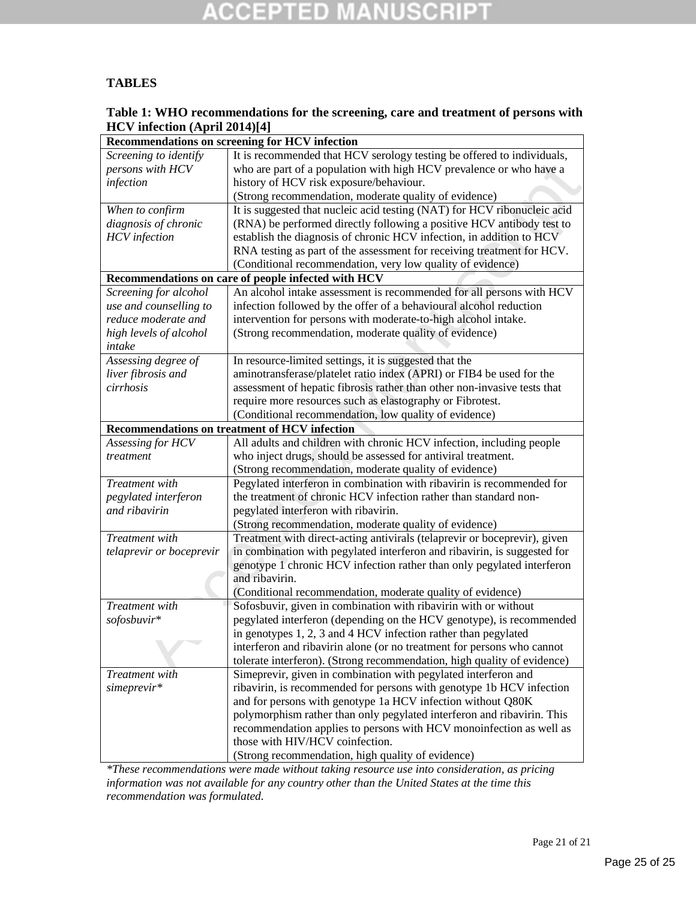## TABLES

**Table 1: WHO recommendations for the screening, care and treatment of persons with HCV infection (April 2014)[4]**

| | |
|---|---|
| **Recommendations on screening for HCV infection** | |
| *Screening to identify persons with HCV infection* | It is recommended that HCV serology testing be offered to individuals, who are part of a population with high HCV prevalence or who have a history of HCV risk exposure/behaviour. (Strong recommendation, moderate quality of evidence) |
| *When to confirm diagnosis of chronic HCV infection* | It is suggested that nucleic acid testing (NAT) for HCV ribonucleic acid (RNA) be performed directly following a positive HCV antibody test to establish the diagnosis of chronic HCV infection, in addition to HCV RNA testing as part of the assessment for receiving treatment for HCV. (Conditional recommendation, very low quality of evidence) |
| **Recommendations on care of people infected with HCV** | |
| *Screening for alcohol use and counselling to reduce moderate and high levels of alcohol intake* | An alcohol intake assessment is recommended for all persons with HCV infection followed by the offer of a behavioural alcohol reduction intervention for persons with moderate-to-high alcohol intake. (Strong recommendation, moderate quality of evidence) |
| *Assessing degree of liver fibrosis and cirrhosis* | In resource-limited settings, it is suggested that the aminotransferase/platelet ratio index (APRI) or FIB4 be used for the assessment of hepatic fibrosis rather than other non-invasive tests that require more resources such as elastography or Fibrotest. (Conditional recommendation, low quality of evidence) |
| **Recommendations on treatment of HCV infection** | |
| *Assessing for HCV treatment* | All adults and children with chronic HCV infection, including people who inject drugs, should be assessed for antiviral treatment. (Strong recommendation, moderate quality of evidence) |
| *Treatment with pegylated interferon and ribavirin* | Pegylated interferon in combination with ribavirin is recommended for the treatment of chronic HCV infection rather than standard non-pegylated interferon with ribavirin. (Strong recommendation, moderate quality of evidence) |
| *Treatment with telaprevir or boceprevir* | Treatment with direct-acting antivirals (telaprevir or boceprevir), given in combination with pegylated interferon and ribavirin, is suggested for genotype 1 chronic HCV infection rather than only pegylated interferon and ribavirin. (Conditional recommendation, moderate quality of evidence) |
| *Treatment with sofosbuvir** | Sofosbuvir, given in combination with ribavirin with or without pegylated interferon (depending on the HCV genotype), is recommended in genotypes 1, 2, 3 and 4 HCV infection rather than pegylated interferon and ribavirin alone (or no treatment for persons who cannot tolerate interferon). (Strong recommendation, high quality of evidence) |
| *Treatment with simeprevir** | Simeprevir, given in combination with pegylated interferon and ribavirin, is recommended for persons with genotype 1b HCV infection and for persons with genotype 1a HCV infection without Q80K polymorphism rather than only pegylated interferon and ribavirin. This recommendation applies to persons with HCV monoinfection as well as those with HIV/HCV coinfection. (Strong recommendation, high quality of evidence) |

*\*These recommendations were made without taking resource use into consideration, as pricing information was not available for any country other than the United States at the time this recommendation was formulated.*